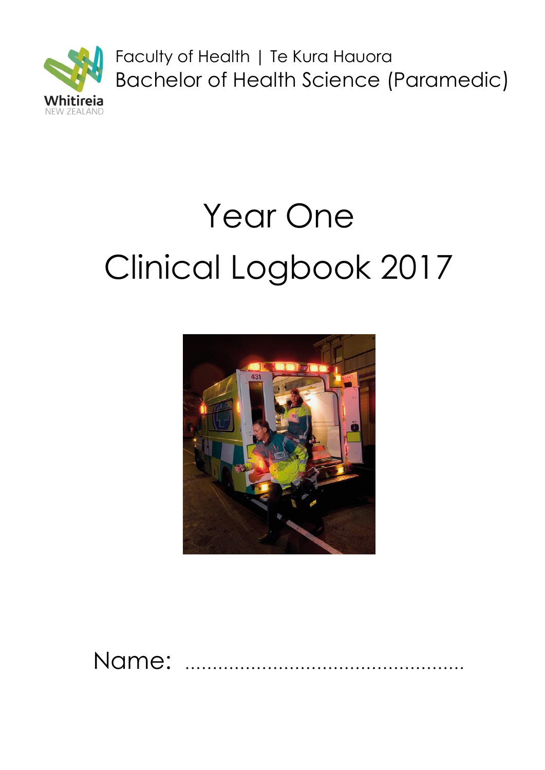Whitireia NEW ZEALAND

Faculty of Health | Te Kura Hauora
Bachelor of Health Science (Paramedic)

# Year One

# Clinical Logbook 2017

Name: ..................................................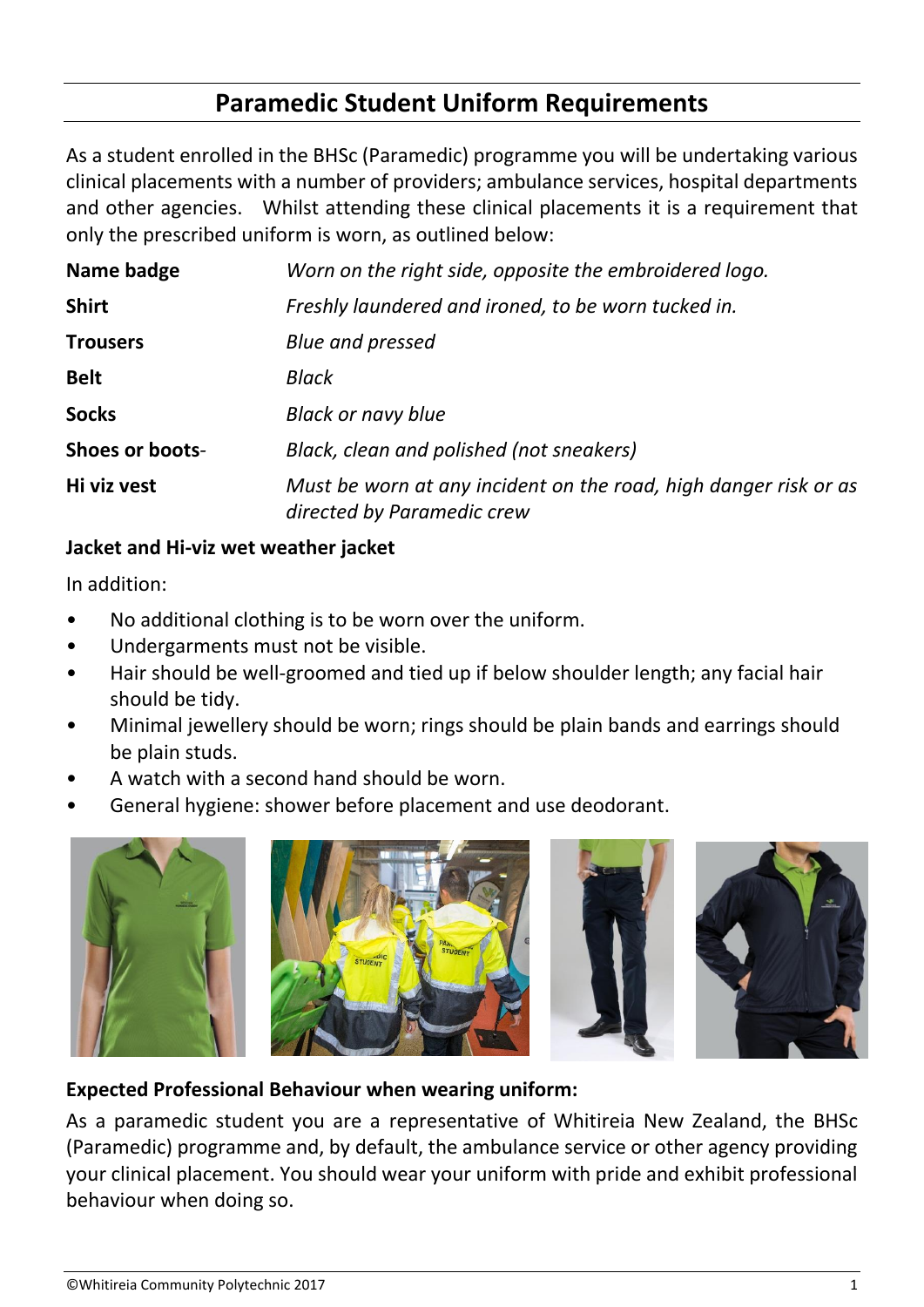# Paramedic Student Uniform Requirements

As a student enrolled in the BHSc (Paramedic) programme you will be undertaking various clinical placements with a number of providers; ambulance services, hospital departments and other agencies. Whilst attending these clinical placements it is a requirement that only the prescribed uniform is worn, as outlined below:

| | |
|---|---|
| **Name badge** | *Worn on the right side, opposite the embroidered logo.* |
| **Shirt** | *Freshly laundered and ironed, to be worn tucked in.* |
| **Trousers** | *Blue and pressed* |
| **Belt** | *Black* |
| **Socks** | *Black or navy blue* |
| **Shoes or boots**- | *Black, clean and polished (not sneakers)* |
| **Hi viz vest** | *Must be worn at any incident on the road, high danger risk or as directed by Paramedic crew* |

**Jacket and Hi-viz wet weather jacket**

In addition:

- No additional clothing is to be worn over the uniform.
- Undergarments must not be visible.
- Hair should be well-groomed and tied up if below shoulder length; any facial hair should be tidy.
- Minimal jewellery should be worn; rings should be plain bands and earrings should be plain studs.
- A watch with a second hand should be worn.
- General hygiene: shower before placement and use deodorant.

**Expected Professional Behaviour when wearing uniform:**

As a paramedic student you are a representative of Whitireia New Zealand, the BHSc (Paramedic) programme and, by default, the ambulance service or other agency providing your clinical placement. You should wear your uniform with pride and exhibit professional behaviour when doing so.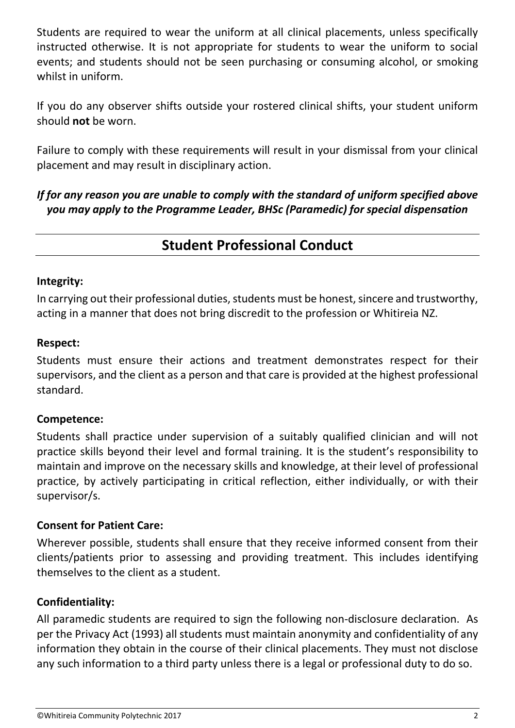Students are required to wear the uniform at all clinical placements, unless specifically instructed otherwise. It is not appropriate for students to wear the uniform to social events; and students should not be seen purchasing or consuming alcohol, or smoking whilst in uniform.

If you do any observer shifts outside your rostered clinical shifts, your student uniform should **not** be worn.

Failure to comply with these requirements will result in your dismissal from your clinical placement and may result in disciplinary action.

***If for any reason you are unable to comply with the standard of uniform specified above you may apply to the Programme Leader, BHSc (Paramedic) for special dispensation***

## Student Professional Conduct

**Integrity:**

In carrying out their professional duties, students must be honest, sincere and trustworthy, acting in a manner that does not bring discredit to the profession or Whitireia NZ.

**Respect:**

Students must ensure their actions and treatment demonstrates respect for their supervisors, and the client as a person and that care is provided at the highest professional standard.

**Competence:**

Students shall practice under supervision of a suitably qualified clinician and will not practice skills beyond their level and formal training. It is the student's responsibility to maintain and improve on the necessary skills and knowledge, at their level of professional practice, by actively participating in critical reflection, either individually, or with their supervisor/s.

**Consent for Patient Care:**

Wherever possible, students shall ensure that they receive informed consent from their clients/patients prior to assessing and providing treatment. This includes identifying themselves to the client as a student.

**Confidentiality:**

All paramedic students are required to sign the following non-disclosure declaration. As per the Privacy Act (1993) all students must maintain anonymity and confidentiality of any information they obtain in the course of their clinical placements. They must not disclose any such information to a third party unless there is a legal or professional duty to do so.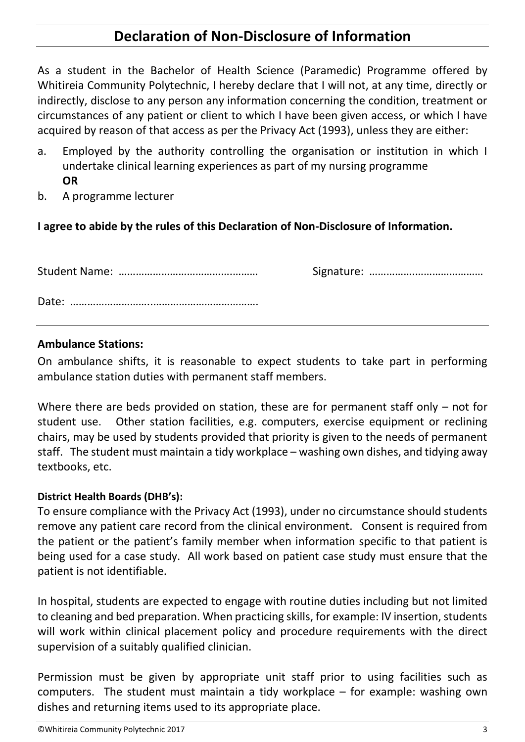## Declaration of Non-Disclosure of Information

As a student in the Bachelor of Health Science (Paramedic) Programme offered by Whitireia Community Polytechnic, I hereby declare that I will not, at any time, directly or indirectly, disclose to any person any information concerning the condition, treatment or circumstances of any patient or client to which I have been given access, or which I have acquired by reason of that access as per the Privacy Act (1993), unless they are either:

a. Employed by the authority controlling the organisation or institution in which I undertake clinical learning experiences as part of my nursing programme
**OR**

b. A programme lecturer

**I agree to abide by the rules of this Declaration of Non-Disclosure of Information.**

Student Name: ………………………………………… Signature: …………………………………

Date: …………………………………………………………

---

**Ambulance Stations:**

On ambulance shifts, it is reasonable to expect students to take part in performing ambulance station duties with permanent staff members.

Where there are beds provided on station, these are for permanent staff only – not for student use. Other station facilities, e.g. computers, exercise equipment or reclining chairs, may be used by students provided that priority is given to the needs of permanent staff. The student must maintain a tidy workplace – washing own dishes, and tidying away textbooks, etc.

**District Health Boards (DHB's):**

To ensure compliance with the Privacy Act (1993), under no circumstance should students remove any patient care record from the clinical environment. Consent is required from the patient or the patient's family member when information specific to that patient is being used for a case study. All work based on patient case study must ensure that the patient is not identifiable.

In hospital, students are expected to engage with routine duties including but not limited to cleaning and bed preparation. When practicing skills, for example: IV insertion, students will work within clinical placement policy and procedure requirements with the direct supervision of a suitably qualified clinician.

Permission must be given by appropriate unit staff prior to using facilities such as computers. The student must maintain a tidy workplace – for example: washing own dishes and returning items used to its appropriate place.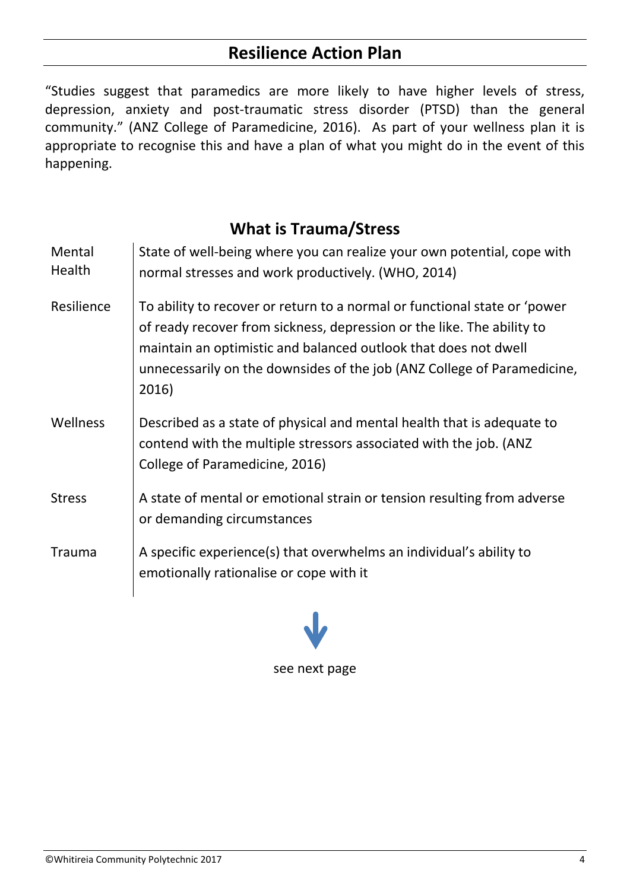## Resilience Action Plan

"Studies suggest that paramedics are more likely to have higher levels of stress, depression, anxiety and post-traumatic stress disorder (PTSD) than the general community." (ANZ College of Paramedicine, 2016). As part of your wellness plan it is appropriate to recognise this and have a plan of what you might do in the event of this happening.

## What is Trauma/Stress

| | |
|---|---|
| Mental Health | State of well-being where you can realize your own potential, cope with normal stresses and work productively. (WHO, 2014) |
| Resilience | To ability to recover or return to a normal or functional state or 'power of ready recover from sickness, depression or the like. The ability to maintain an optimistic and balanced outlook that does not dwell unnecessarily on the downsides of the job (ANZ College of Paramedicine, 2016) |
| Wellness | Described as a state of physical and mental health that is adequate to contend with the multiple stressors associated with the job. (ANZ College of Paramedicine, 2016) |
| Stress | A state of mental or emotional strain or tension resulting from adverse or demanding circumstances |
| Trauma | A specific experience(s) that overwhelms an individual's ability to emotionally rationalise or cope with it |

see next page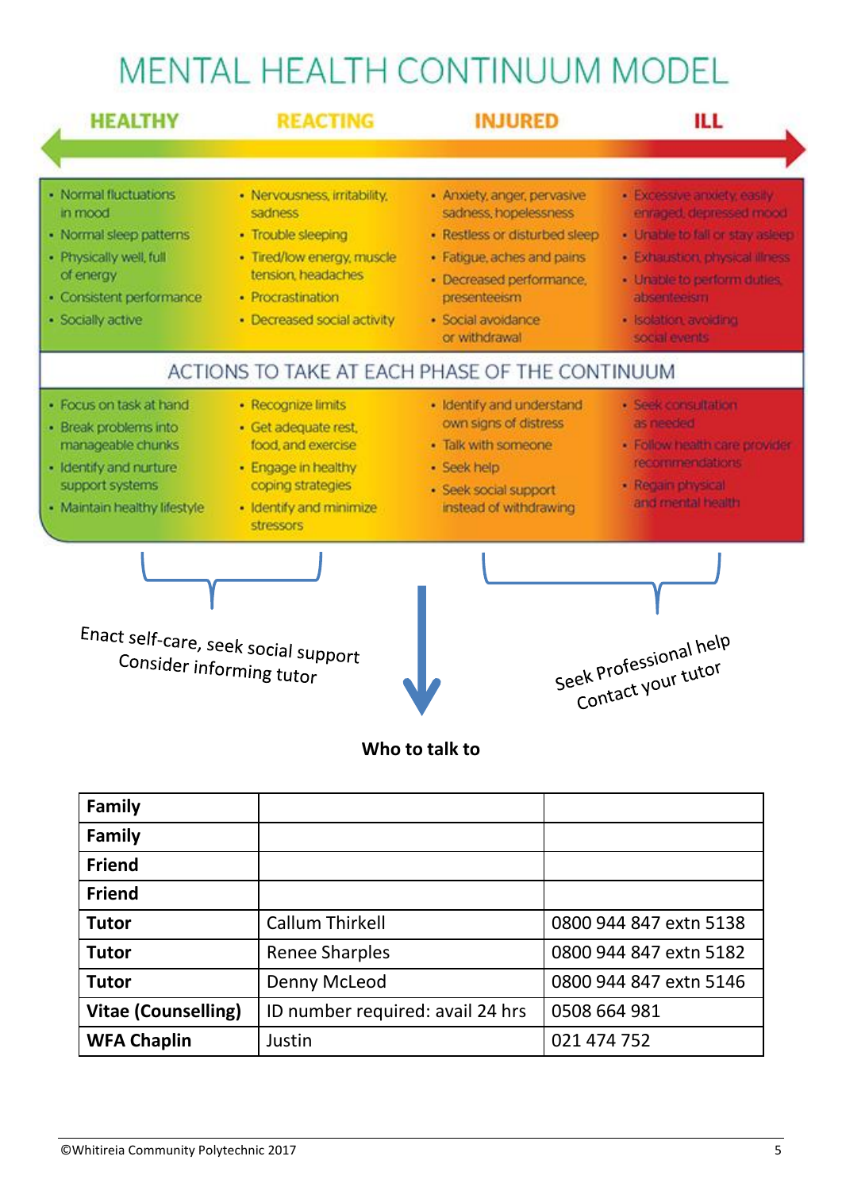# MENTAL HEALTH CONTINUUM MODEL

| HEALTHY | REACTING | INJURED | ILL |
|---|---|---|---|
| • Normal fluctuations in mood<br>• Normal sleep patterns<br>• Physically well, full of energy<br>• Consistent performance<br>• Socially active | • Nervousness, irritability, sadness<br>• Trouble sleeping<br>• Tired/low energy, muscle tension, headaches<br>• Procrastination<br>• Decreased social activity | • Anxiety, anger, pervasive sadness, hopelessness<br>• Restless or disturbed sleep<br>• Fatigue, aches and pains<br>• Decreased performance, presenteeism<br>• Social avoidance or withdrawal | • Excessive anxiety, easily enraged, depressed mood<br>• Unable to fall or stay asleep<br>• Exhaustion, physical illness<br>• Unable to perform duties, absenteeism<br>• Isolation, avoiding social events |

## ACTIONS TO TAKE AT EACH PHASE OF THE CONTINUUM

| HEALTHY | REACTING | INJURED | ILL |
|---|---|---|---|
| • Focus on task at hand<br>• Break problems into manageable chunks<br>• Identify and nurture support systems<br>• Maintain healthy lifestyle | • Recognize limits<br>• Get adequate rest, food, and exercise<br>• Engage in healthy coping strategies<br>• Identify and minimize stressors | • Identify and understand own signs of distress<br>• Talk with someone<br>• Seek help<br>• Seek social support instead of withdrawing | • Seek consultation as needed<br>• Follow health care provider recommendations<br>• Regain physical and mental health |

Healthy / Reacting: Enact self-care, seek social support
Consider informing tutor

Injured / Ill: Seek Professional help
Contact your tutor

**Who to talk to**

| **Family** | | |
|---|---|---|
| **Family** | | |
| **Friend** | | |
| **Friend** | | |
| **Tutor** | Callum Thirkell | 0800 944 847 extn 5138 |
| **Tutor** | Renee Sharples | 0800 944 847 extn 5182 |
| **Tutor** | Denny McLeod | 0800 944 847 extn 5146 |
| **Vitae (Counselling)** | ID number required: avail 24 hrs | 0508 664 981 |
| **WFA Chaplin** | Justin | 021 474 752 |

©Whitireia Community Polytechnic 2017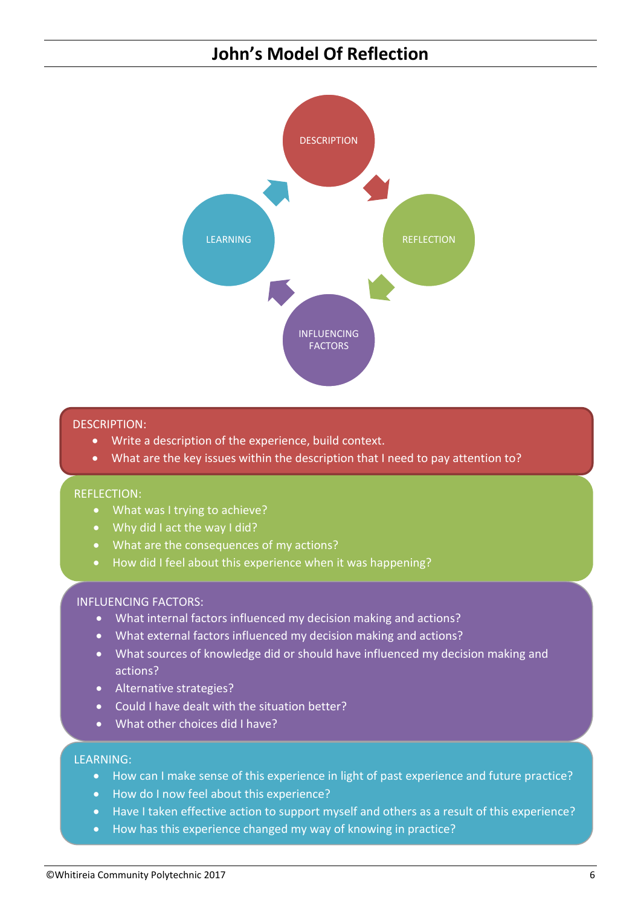# John's Model Of Reflection

DESCRIPTION

REFLECTION

INFLUENCING FACTORS

LEARNING

DESCRIPTION:

- Write a description of the experience, build context.
- What are the key issues within the description that I need to pay attention to?

REFLECTION:

- What was I trying to achieve?
- Why did I act the way I did?
- What are the consequences of my actions?
- How did I feel about this experience when it was happening?

INFLUENCING FACTORS:

- What internal factors influenced my decision making and actions?
- What external factors influenced my decision making and actions?
- What sources of knowledge did or should have influenced my decision making and actions?
- Alternative strategies?
- Could I have dealt with the situation better?
- What other choices did I have?

LEARNING:

- How can I make sense of this experience in light of past experience and future practice?
- How do I now feel about this experience?
- Have I taken effective action to support myself and others as a result of this experience?
- How has this experience changed my way of knowing in practice?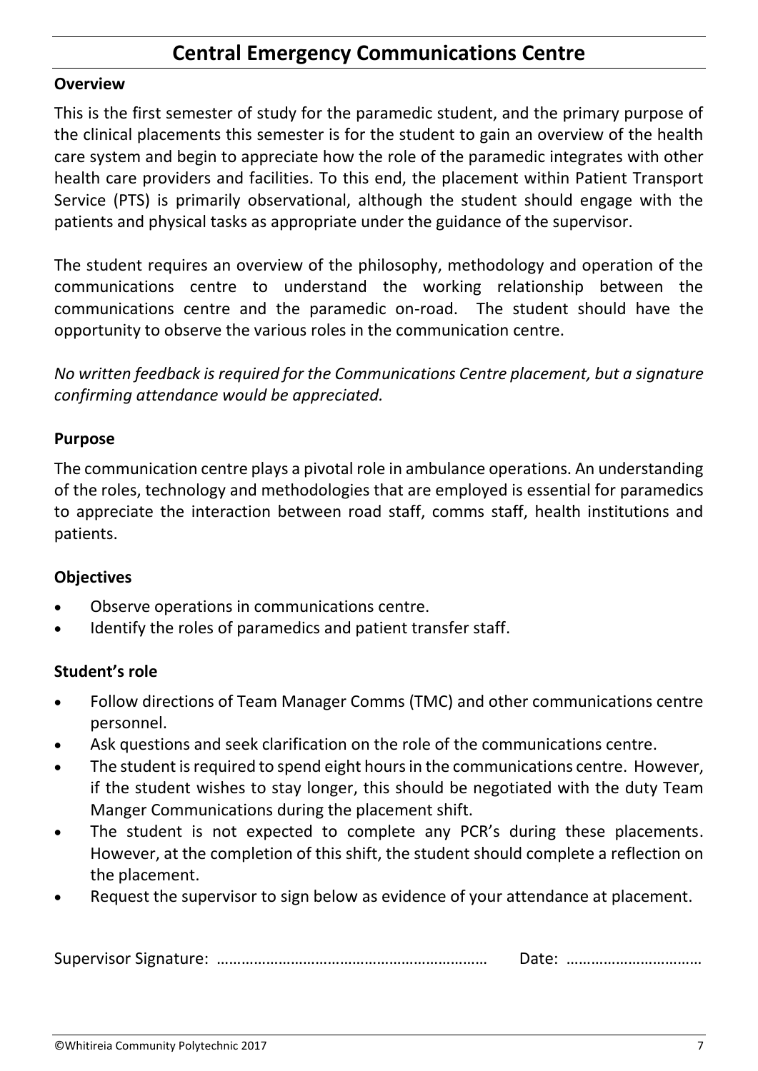# Central Emergency Communications Centre

**Overview**

This is the first semester of study for the paramedic student, and the primary purpose of the clinical placements this semester is for the student to gain an overview of the health care system and begin to appreciate how the role of the paramedic integrates with other health care providers and facilities. To this end, the placement within Patient Transport Service (PTS) is primarily observational, although the student should engage with the patients and physical tasks as appropriate under the guidance of the supervisor.

The student requires an overview of the philosophy, methodology and operation of the communications centre to understand the working relationship between the communications centre and the paramedic on-road. The student should have the opportunity to observe the various roles in the communication centre.

*No written feedback is required for the Communications Centre placement, but a signature confirming attendance would be appreciated.*

**Purpose**

The communication centre plays a pivotal role in ambulance operations. An understanding of the roles, technology and methodologies that are employed is essential for paramedics to appreciate the interaction between road staff, comms staff, health institutions and patients.

**Objectives**

- Observe operations in communications centre.
- Identify the roles of paramedics and patient transfer staff.

**Student's role**

- Follow directions of Team Manager Comms (TMC) and other communications centre personnel.
- Ask questions and seek clarification on the role of the communications centre.
- The student is required to spend eight hours in the communications centre. However, if the student wishes to stay longer, this should be negotiated with the duty Team Manger Communications during the placement shift.
- The student is not expected to complete any PCR's during these placements. However, at the completion of this shift, the student should complete a reflection on the placement.
- Request the supervisor to sign below as evidence of your attendance at placement.

Supervisor Signature: ………………………………………………………… Date: ……………………………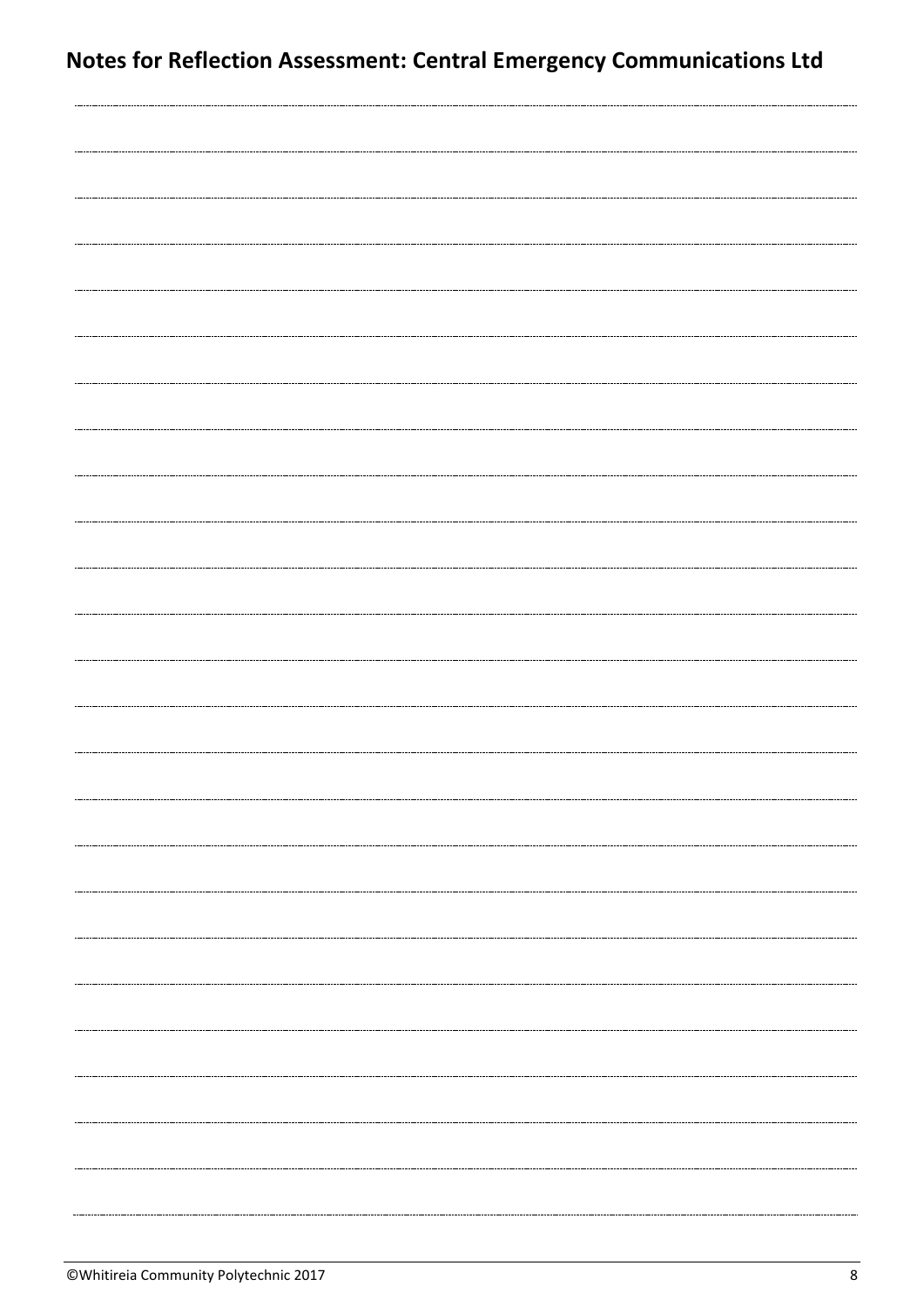## Notes for Reflection Assessment: Central Emergency Communications Ltd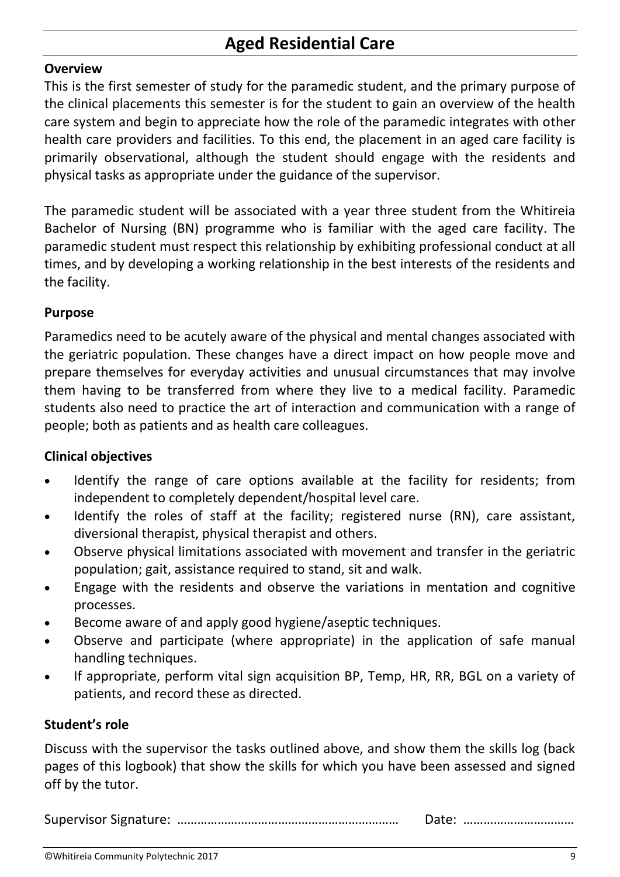# Aged Residential Care

**Overview**

This is the first semester of study for the paramedic student, and the primary purpose of the clinical placements this semester is for the student to gain an overview of the health care system and begin to appreciate how the role of the paramedic integrates with other health care providers and facilities. To this end, the placement in an aged care facility is primarily observational, although the student should engage with the residents and physical tasks as appropriate under the guidance of the supervisor.

The paramedic student will be associated with a year three student from the Whitireia Bachelor of Nursing (BN) programme who is familiar with the aged care facility. The paramedic student must respect this relationship by exhibiting professional conduct at all times, and by developing a working relationship in the best interests of the residents and the facility.

**Purpose**

Paramedics need to be acutely aware of the physical and mental changes associated with the geriatric population. These changes have a direct impact on how people move and prepare themselves for everyday activities and unusual circumstances that may involve them having to be transferred from where they live to a medical facility. Paramedic students also need to practice the art of interaction and communication with a range of people; both as patients and as health care colleagues.

**Clinical objectives**

- Identify the range of care options available at the facility for residents; from independent to completely dependent/hospital level care.
- Identify the roles of staff at the facility; registered nurse (RN), care assistant, diversional therapist, physical therapist and others.
- Observe physical limitations associated with movement and transfer in the geriatric population; gait, assistance required to stand, sit and walk.
- Engage with the residents and observe the variations in mentation and cognitive processes.
- Become aware of and apply good hygiene/aseptic techniques.
- Observe and participate (where appropriate) in the application of safe manual handling techniques.
- If appropriate, perform vital sign acquisition BP, Temp, HR, RR, BGL on a variety of patients, and record these as directed.

**Student's role**

Discuss with the supervisor the tasks outlined above, and show them the skills log (back pages of this logbook) that show the skills for which you have been assessed and signed off by the tutor.

Supervisor Signature: ………………………………………………………… Date: ……………………………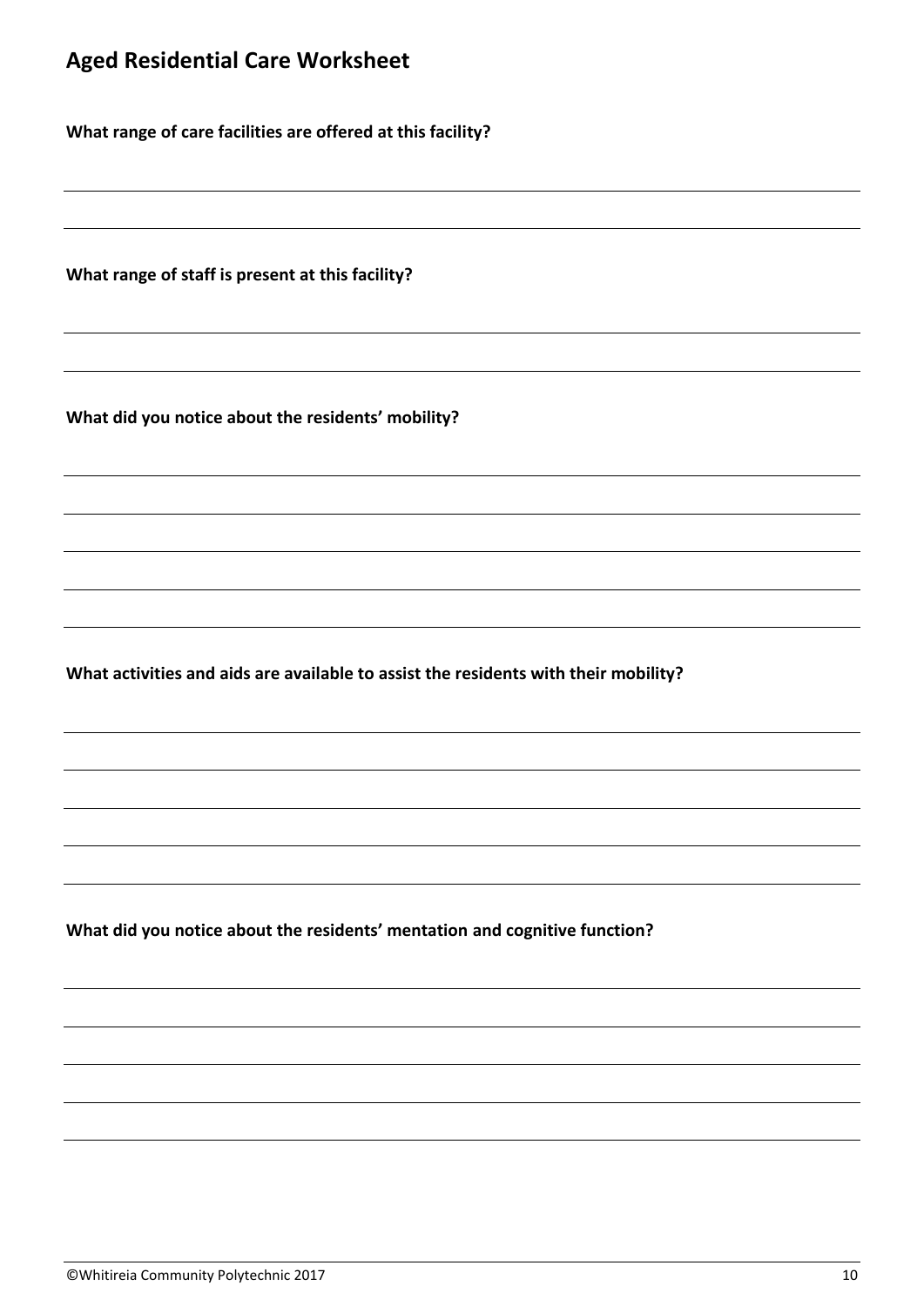## Aged Residential Care Worksheet

**What range of care facilities are offered at this facility?**

**What range of staff is present at this facility?**

**What did you notice about the residents' mobility?**

**What activities and aids are available to assist the residents with their mobility?**

**What did you notice about the residents' mentation and cognitive function?**

©Whitireia Community Polytechnic 2017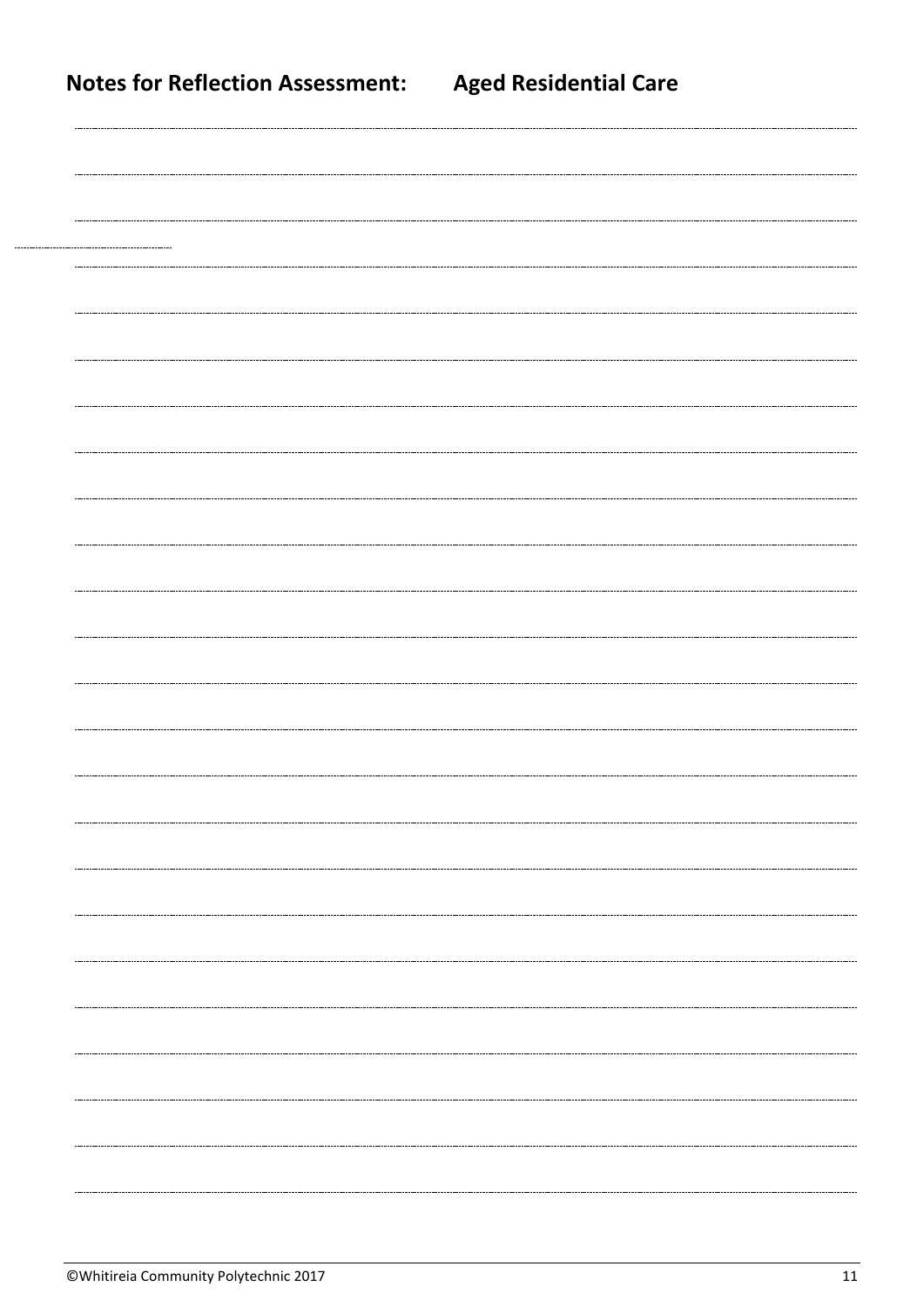## Notes for Reflection Assessment: Aged Residential Care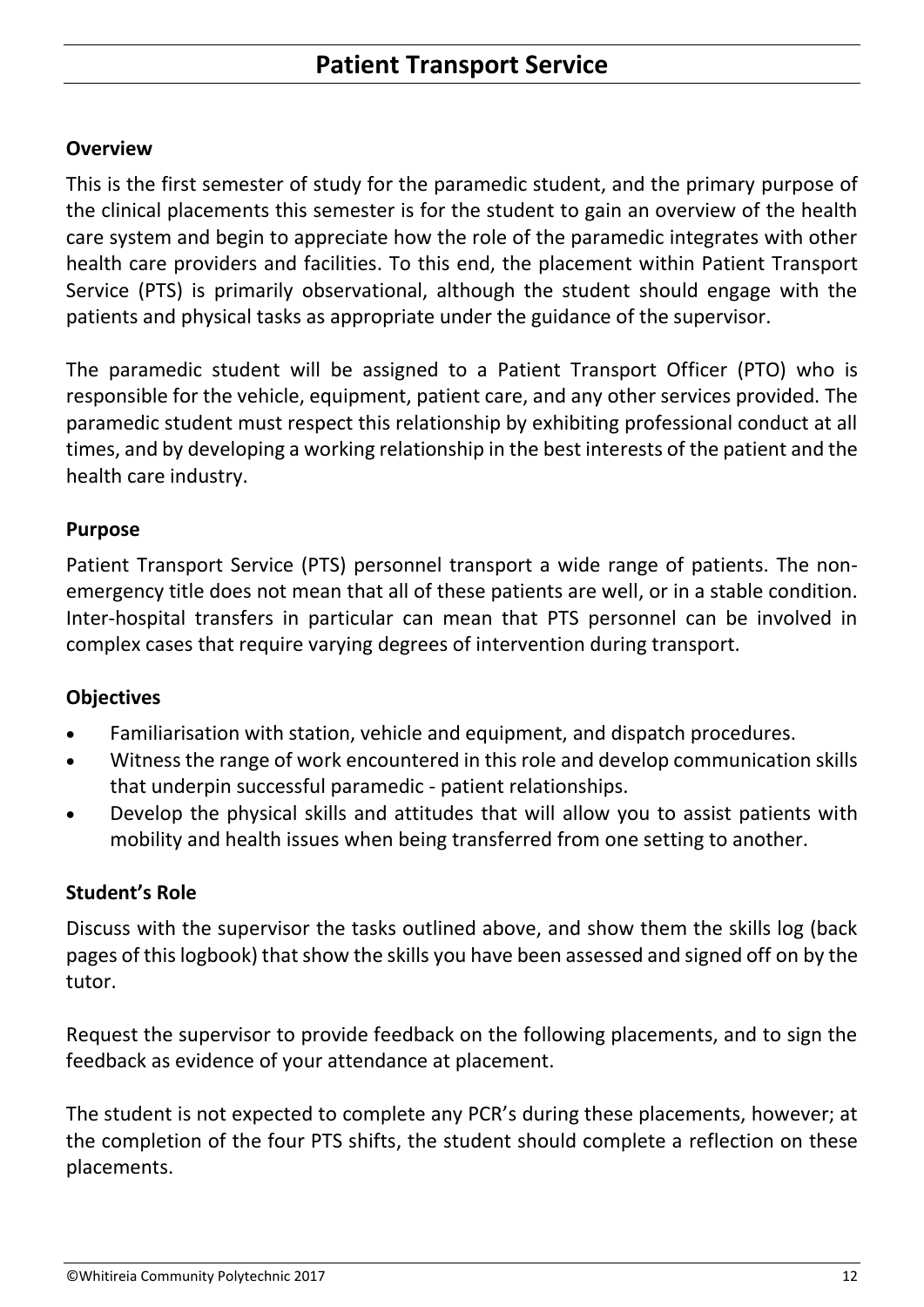# Patient Transport Service

### Overview

This is the first semester of study for the paramedic student, and the primary purpose of the clinical placements this semester is for the student to gain an overview of the health care system and begin to appreciate how the role of the paramedic integrates with other health care providers and facilities. To this end, the placement within Patient Transport Service (PTS) is primarily observational, although the student should engage with the patients and physical tasks as appropriate under the guidance of the supervisor.

The paramedic student will be assigned to a Patient Transport Officer (PTO) who is responsible for the vehicle, equipment, patient care, and any other services provided. The paramedic student must respect this relationship by exhibiting professional conduct at all times, and by developing a working relationship in the best interests of the patient and the health care industry.

### Purpose

Patient Transport Service (PTS) personnel transport a wide range of patients. The non-emergency title does not mean that all of these patients are well, or in a stable condition. Inter-hospital transfers in particular can mean that PTS personnel can be involved in complex cases that require varying degrees of intervention during transport.

### Objectives

- Familiarisation with station, vehicle and equipment, and dispatch procedures.
- Witness the range of work encountered in this role and develop communication skills that underpin successful paramedic - patient relationships.
- Develop the physical skills and attitudes that will allow you to assist patients with mobility and health issues when being transferred from one setting to another.

### Student's Role

Discuss with the supervisor the tasks outlined above, and show them the skills log (back pages of this logbook) that show the skills you have been assessed and signed off on by the tutor.

Request the supervisor to provide feedback on the following placements, and to sign the feedback as evidence of your attendance at placement.

The student is not expected to complete any PCR's during these placements, however; at the completion of the four PTS shifts, the student should complete a reflection on these placements.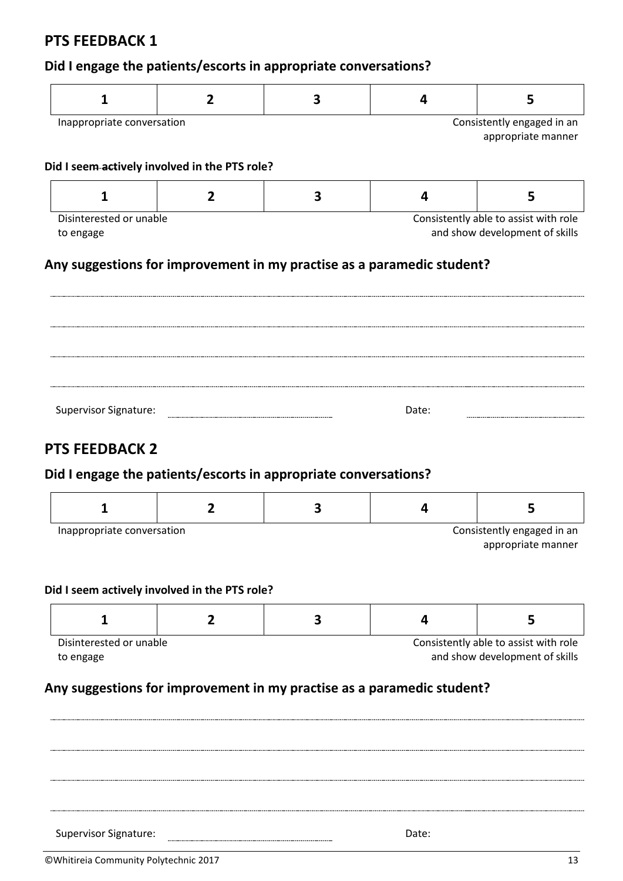## PTS FEEDBACK 1

### Did I engage the patients/escorts in appropriate conversations?

| 1 | 2 | 3 | 4 | 5 |
|---|---|---|---|---|

Inappropriate conversation — Consistently engaged in an appropriate manner

#### Did I seem actively involved in the PTS role?

| 1 | 2 | 3 | 4 | 5 |
|---|---|---|---|---|

Disinterested or unable to engage — Consistently able to assist with role and show development of skills

### Any suggestions for improvement in my practise as a paramedic student?

..............................................................................................................................

..............................................................................................................................

..............................................................................................................................

..............................................................................................................................

Supervisor Signature: .............................................. Date: ..............................

## PTS FEEDBACK 2

### Did I engage the patients/escorts in appropriate conversations?

| 1 | 2 | 3 | 4 | 5 |
|---|---|---|---|---|

Inappropriate conversation — Consistently engaged in an appropriate manner

#### Did I seem actively involved in the PTS role?

| 1 | 2 | 3 | 4 | 5 |
|---|---|---|---|---|

Disinterested or unable to engage — Consistently able to assist with role and show development of skills

### Any suggestions for improvement in my practise as a paramedic student?

..............................................................................................................................

..............................................................................................................................

..............................................................................................................................

..............................................................................................................................

Supervisor Signature: .............................................. Date:

©Whitireia Community Polytechnic 2017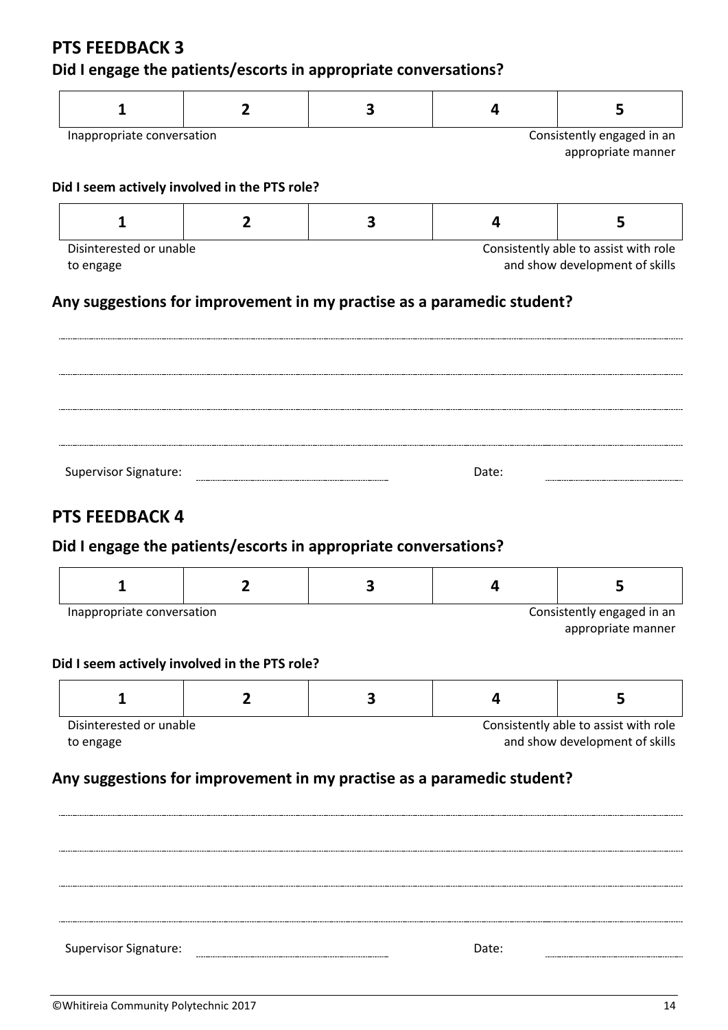## PTS FEEDBACK 3

### Did I engage the patients/escorts in appropriate conversations?

| 1 | 2 | 3 | 4 | 5 |
|---|---|---|---|---|

Inappropriate conversation — Consistently engaged in an appropriate manner

**Did I seem actively involved in the PTS role?**

| 1 | 2 | 3 | 4 | 5 |
|---|---|---|---|---|

Disinterested or unable to engage — Consistently able to assist with role and show development of skills

### Any suggestions for improvement in my practise as a paramedic student?

.................................................................................................................................

.................................................................................................................................

.................................................................................................................................

.................................................................................................................................

Supervisor Signature: ........................................ Date: ........................

## PTS FEEDBACK 4

### Did I engage the patients/escorts in appropriate conversations?

| 1 | 2 | 3 | 4 | 5 |
|---|---|---|---|---|

Inappropriate conversation — Consistently engaged in an appropriate manner

**Did I seem actively involved in the PTS role?**

| 1 | 2 | 3 | 4 | 5 |
|---|---|---|---|---|

Disinterested or unable to engage — Consistently able to assist with role and show development of skills

### Any suggestions for improvement in my practise as a paramedic student?

.................................................................................................................................

.................................................................................................................................

.................................................................................................................................

.................................................................................................................................

Supervisor Signature: ........................................ Date: ........................

©Whitireia Community Polytechnic 2017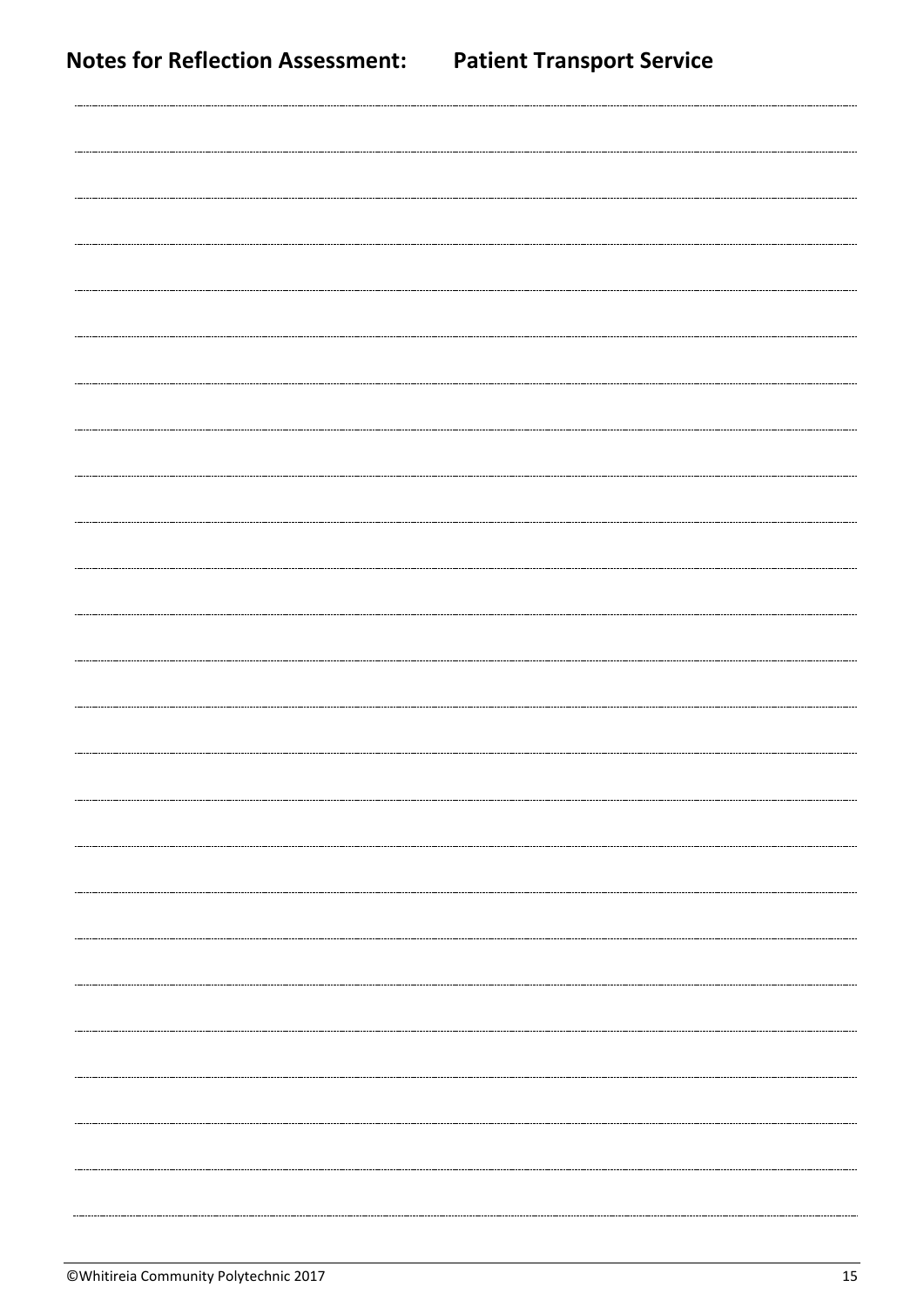# Notes for Reflection Assessment: Patient Transport Service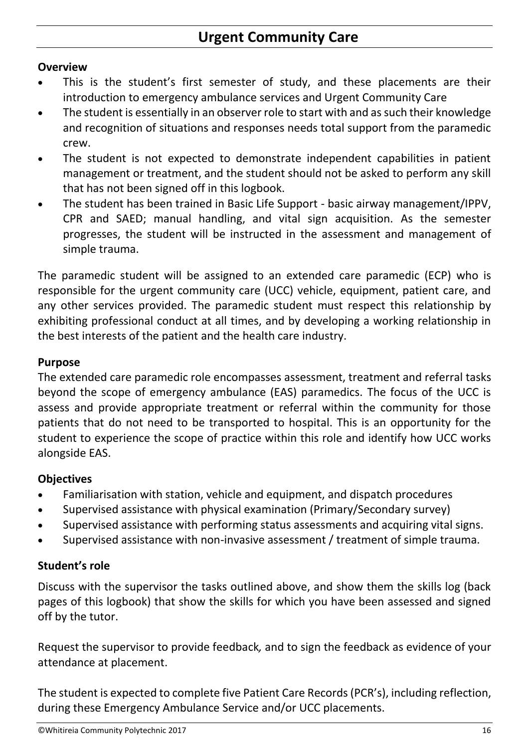# Urgent Community Care

**Overview**

- This is the student's first semester of study, and these placements are their introduction to emergency ambulance services and Urgent Community Care
- The student is essentially in an observer role to start with and as such their knowledge and recognition of situations and responses needs total support from the paramedic crew.
- The student is not expected to demonstrate independent capabilities in patient management or treatment, and the student should not be asked to perform any skill that has not been signed off in this logbook.
- The student has been trained in Basic Life Support - basic airway management/IPPV, CPR and SAED; manual handling, and vital sign acquisition. As the semester progresses, the student will be instructed in the assessment and management of simple trauma.

The paramedic student will be assigned to an extended care paramedic (ECP) who is responsible for the urgent community care (UCC) vehicle, equipment, patient care, and any other services provided. The paramedic student must respect this relationship by exhibiting professional conduct at all times, and by developing a working relationship in the best interests of the patient and the health care industry.

**Purpose**

The extended care paramedic role encompasses assessment, treatment and referral tasks beyond the scope of emergency ambulance (EAS) paramedics. The focus of the UCC is assess and provide appropriate treatment or referral within the community for those patients that do not need to be transported to hospital. This is an opportunity for the student to experience the scope of practice within this role and identify how UCC works alongside EAS.

**Objectives**

- Familiarisation with station, vehicle and equipment, and dispatch procedures
- Supervised assistance with physical examination (Primary/Secondary survey)
- Supervised assistance with performing status assessments and acquiring vital signs.
- Supervised assistance with non-invasive assessment / treatment of simple trauma.

**Student's role**

Discuss with the supervisor the tasks outlined above, and show them the skills log (back pages of this logbook) that show the skills for which you have been assessed and signed off by the tutor.

Request the supervisor to provide feedback*,* and to sign the feedback as evidence of your attendance at placement.

The student is expected to complete five Patient Care Records (PCR's), including reflection, during these Emergency Ambulance Service and/or UCC placements.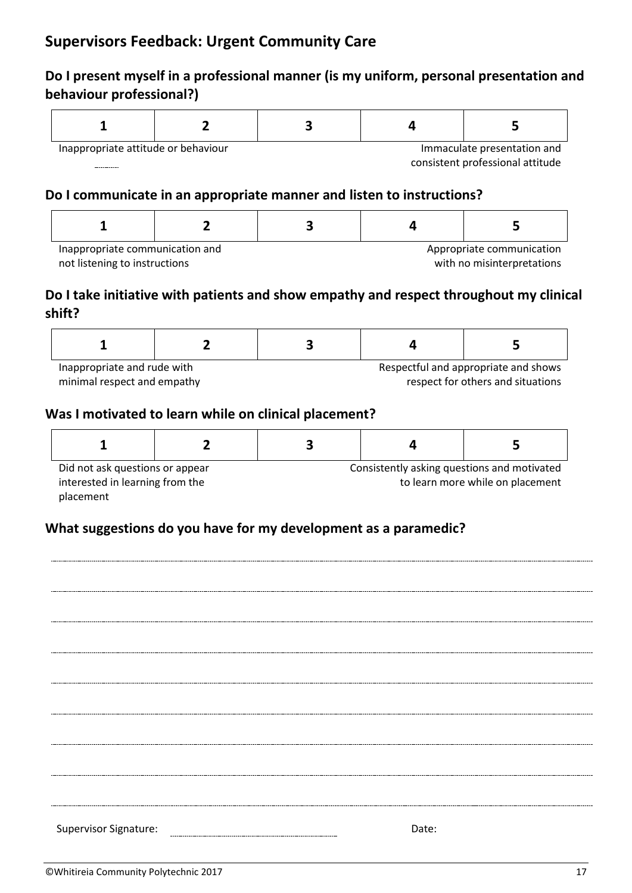## Supervisors Feedback: Urgent Community Care

### Do I present myself in a professional manner (is my uniform, personal presentation and behaviour professional?)

| 1 | 2 | 3 | 4 | 5 |
|---|---|---|---|---|

Inappropriate attitude or behaviour — Immaculate presentation and consistent professional attitude

### Do I communicate in an appropriate manner and listen to instructions?

| 1 | 2 | 3 | 4 | 5 |
|---|---|---|---|---|

Inappropriate communication and not listening to instructions — Appropriate communication with no misinterpretations

### Do I take initiative with patients and show empathy and respect throughout my clinical shift?

| 1 | 2 | 3 | 4 | 5 |
|---|---|---|---|---|

Inappropriate and rude with minimal respect and empathy — Respectful and appropriate and shows respect for others and situations

### Was I motivated to learn while on clinical placement?

| 1 | 2 | 3 | 4 | 5 |
|---|---|---|---|---|

Did not ask questions or appear interested in learning from the placement — Consistently asking questions and motivated to learn more while on placement

### What suggestions do you have for my development as a paramedic?

........................................................................................................................................

........................................................................................................................................

........................................................................................................................................

........................................................................................................................................

........................................................................................................................................

........................................................................................................................................

........................................................................................................................................

........................................................................................................................................

........................................................................................................................................

Supervisor Signature: ............................................ Date:

©Whitireia Community Polytechnic 2017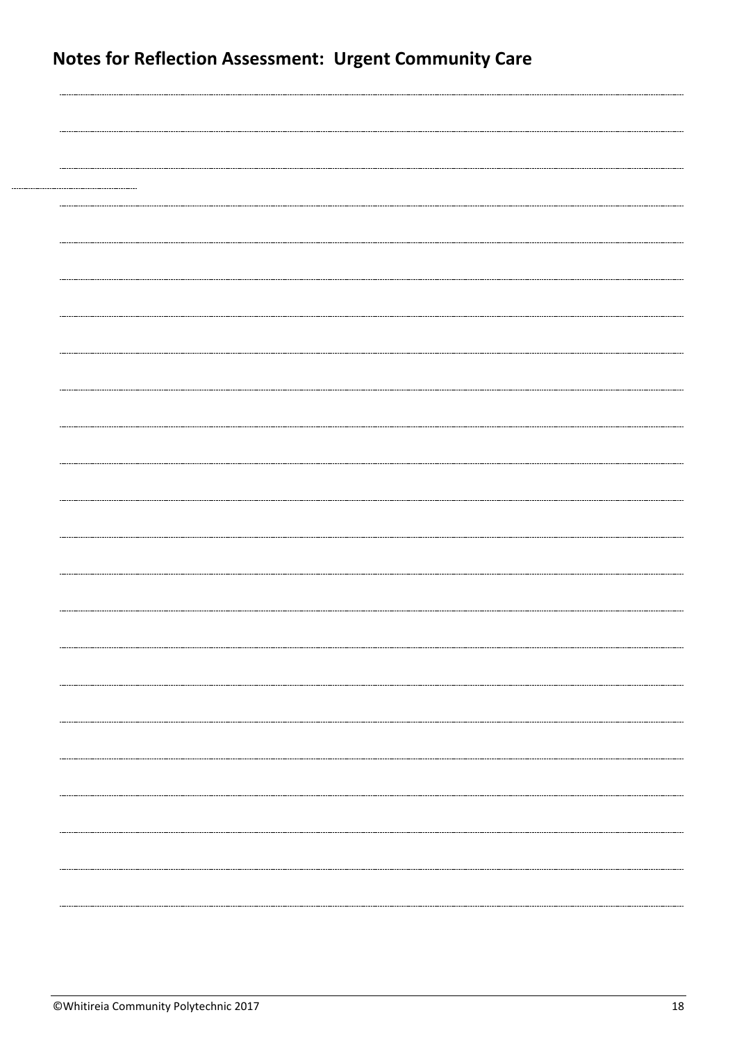## Notes for Reflection Assessment: Urgent Community Care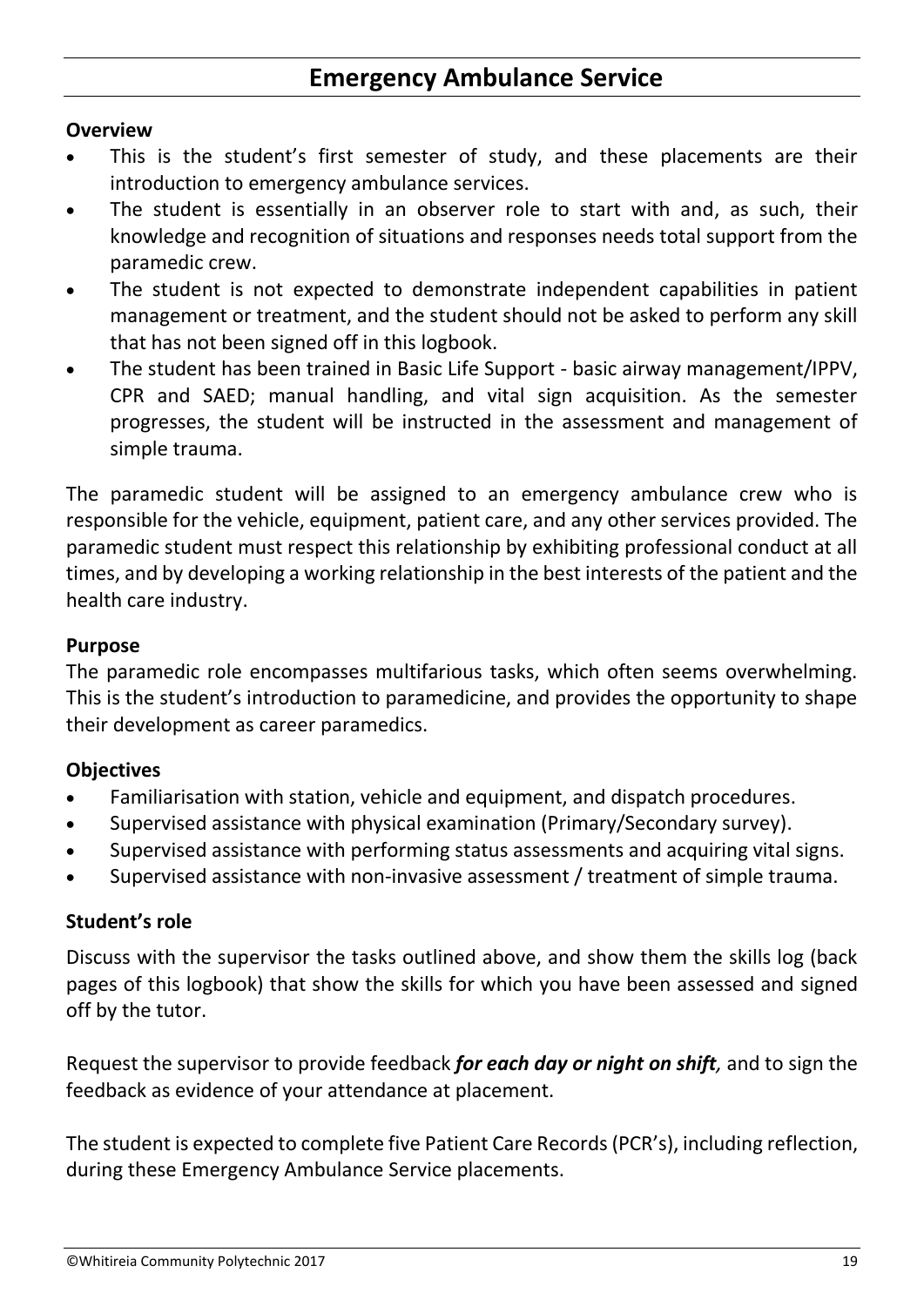# Emergency Ambulance Service

**Overview**

- This is the student's first semester of study, and these placements are their introduction to emergency ambulance services.
- The student is essentially in an observer role to start with and, as such, their knowledge and recognition of situations and responses needs total support from the paramedic crew.
- The student is not expected to demonstrate independent capabilities in patient management or treatment, and the student should not be asked to perform any skill that has not been signed off in this logbook.
- The student has been trained in Basic Life Support - basic airway management/IPPV, CPR and SAED; manual handling, and vital sign acquisition. As the semester progresses, the student will be instructed in the assessment and management of simple trauma.

The paramedic student will be assigned to an emergency ambulance crew who is responsible for the vehicle, equipment, patient care, and any other services provided. The paramedic student must respect this relationship by exhibiting professional conduct at all times, and by developing a working relationship in the best interests of the patient and the health care industry.

**Purpose**

The paramedic role encompasses multifarious tasks, which often seems overwhelming. This is the student's introduction to paramedicine, and provides the opportunity to shape their development as career paramedics.

**Objectives**

- Familiarisation with station, vehicle and equipment, and dispatch procedures.
- Supervised assistance with physical examination (Primary/Secondary survey).
- Supervised assistance with performing status assessments and acquiring vital signs.
- Supervised assistance with non-invasive assessment / treatment of simple trauma.

**Student's role**

Discuss with the supervisor the tasks outlined above, and show them the skills log (back pages of this logbook) that show the skills for which you have been assessed and signed off by the tutor.

Request the supervisor to provide feedback ***for each day or night on shift****,* and to sign the feedback as evidence of your attendance at placement.

The student is expected to complete five Patient Care Records (PCR's), including reflection, during these Emergency Ambulance Service placements.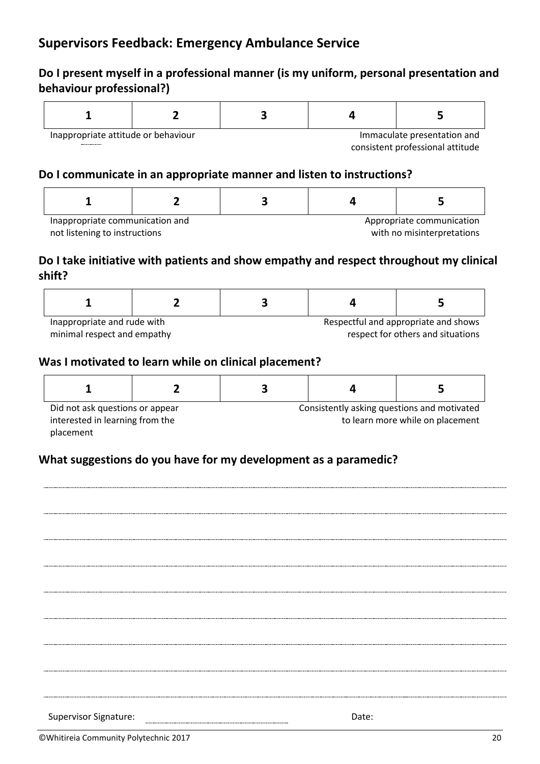## Supervisors Feedback: Emergency Ambulance Service

### Do I present myself in a professional manner (is my uniform, personal presentation and behaviour professional?)

| 1 | 2 | 3 | 4 | 5 |
|---|---|---|---|---|

Inappropriate attitude or behaviour — Immaculate presentation and consistent professional attitude

### Do I communicate in an appropriate manner and listen to instructions?

| 1 | 2 | 3 | 4 | 5 |
|---|---|---|---|---|

Inappropriate communication and not listening to instructions — Appropriate communication with no misinterpretations

### Do I take initiative with patients and show empathy and respect throughout my clinical shift?

| 1 | 2 | 3 | 4 | 5 |
|---|---|---|---|---|

Inappropriate and rude with minimal respect and empathy — Respectful and appropriate and shows respect for others and situations

### Was I motivated to learn while on clinical placement?

| 1 | 2 | 3 | 4 | 5 |
|---|---|---|---|---|

Did not ask questions or appear interested in learning from the placement — Consistently asking questions and motivated to learn more while on placement

### What suggestions do you have for my development as a paramedic?

..............................................................................................................................................

..............................................................................................................................................

..............................................................................................................................................

..............................................................................................................................................

..............................................................................................................................................

..............................................................................................................................................

..............................................................................................................................................

..............................................................................................................................................

..............................................................................................................................................

Supervisor Signature: .............................................. Date:

©Whitireia Community Polytechnic 2017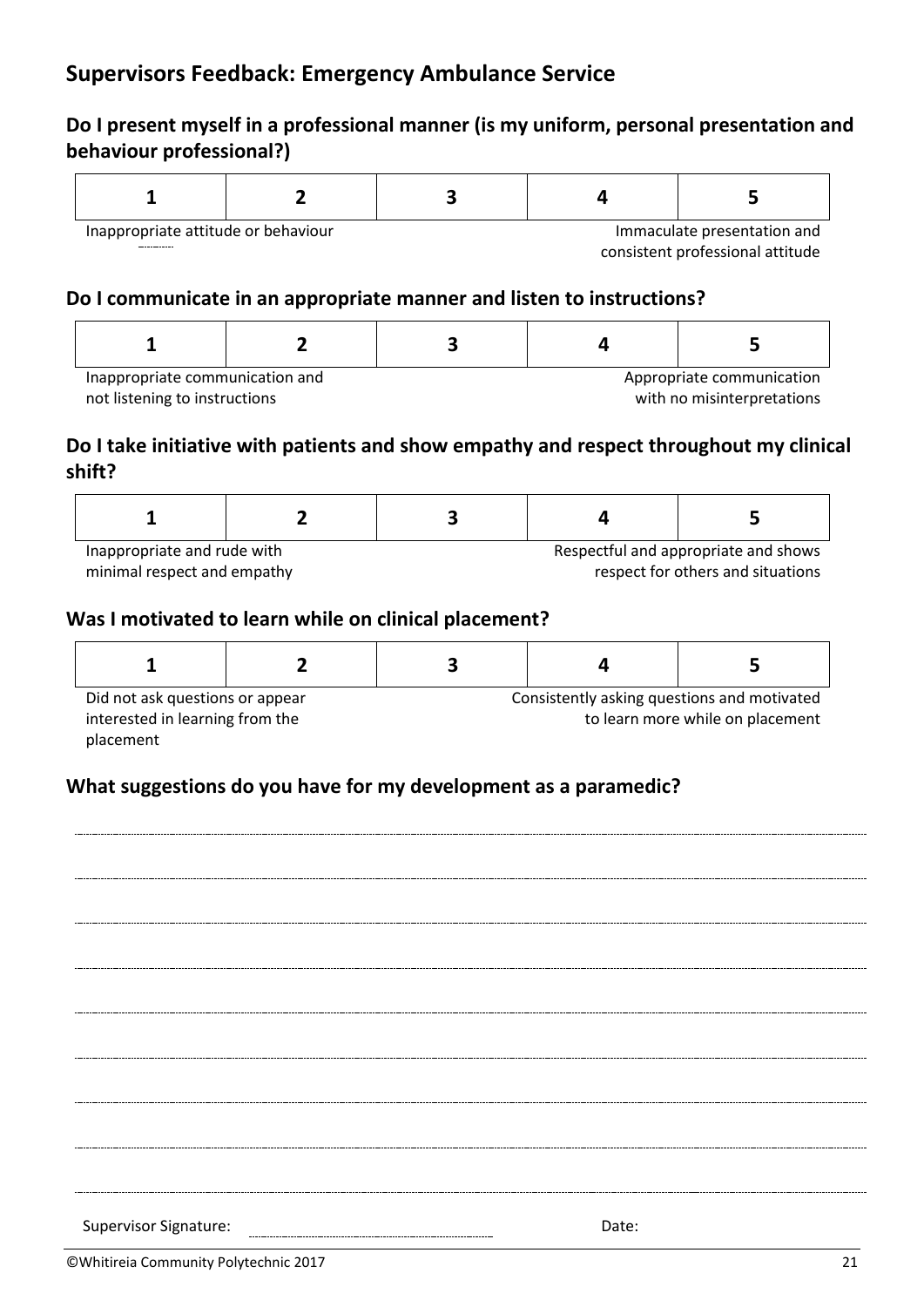## Supervisors Feedback: Emergency Ambulance Service

### Do I present myself in a professional manner (is my uniform, personal presentation and behaviour professional?)

| 1 | 2 | 3 | 4 | 5 |
|---|---|---|---|---|

Inappropriate attitude or behaviour — Immaculate presentation and consistent professional attitude

### Do I communicate in an appropriate manner and listen to instructions?

| 1 | 2 | 3 | 4 | 5 |
|---|---|---|---|---|

Inappropriate communication and not listening to instructions — Appropriate communication with no misinterpretations

### Do I take initiative with patients and show empathy and respect throughout my clinical shift?

| 1 | 2 | 3 | 4 | 5 |
|---|---|---|---|---|

Inappropriate and rude with minimal respect and empathy — Respectful and appropriate and shows respect for others and situations

### Was I motivated to learn while on clinical placement?

| 1 | 2 | 3 | 4 | 5 |
|---|---|---|---|---|

Did not ask questions or appear interested in learning from the placement — Consistently asking questions and motivated to learn more while on placement

### What suggestions do you have for my development as a paramedic?

.................................................................................................................................

.................................................................................................................................

.................................................................................................................................

.................................................................................................................................

.................................................................................................................................

.................................................................................................................................

.................................................................................................................................

.................................................................................................................................

.................................................................................................................................

Supervisor Signature: .................................................. Date:

©Whitireia Community Polytechnic 2017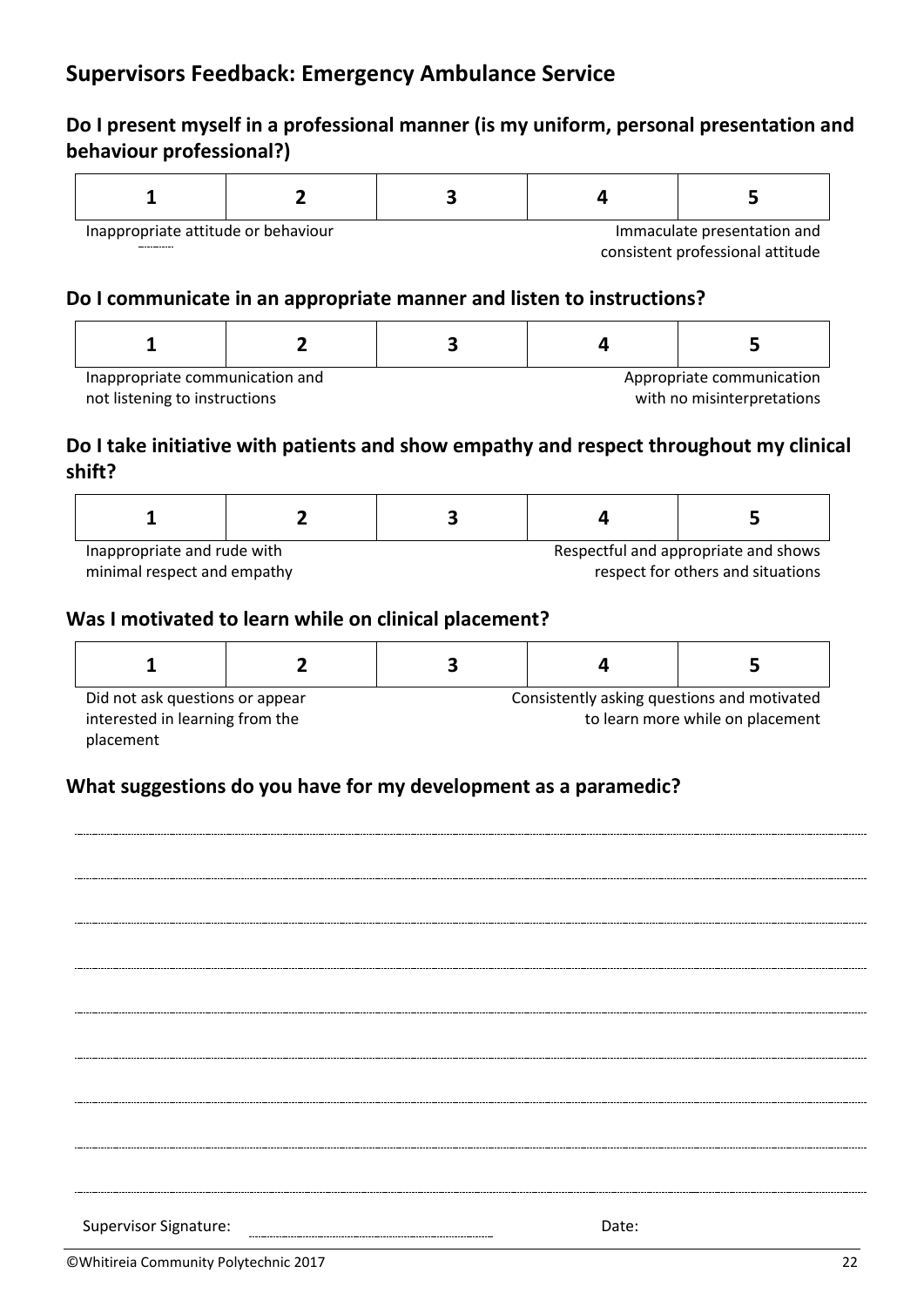## Supervisors Feedback: Emergency Ambulance Service

### Do I present myself in a professional manner (is my uniform, personal presentation and behaviour professional?)

| 1 | 2 | 3 | 4 | 5 |
|---|---|---|---|---|

Inappropriate attitude or behaviour — Immaculate presentation and consistent professional attitude

### Do I communicate in an appropriate manner and listen to instructions?

| 1 | 2 | 3 | 4 | 5 |
|---|---|---|---|---|

Inappropriate communication and not listening to instructions — Appropriate communication with no misinterpretations

### Do I take initiative with patients and show empathy and respect throughout my clinical shift?

| 1 | 2 | 3 | 4 | 5 |
|---|---|---|---|---|

Inappropriate and rude with minimal respect and empathy — Respectful and appropriate and shows respect for others and situations

### Was I motivated to learn while on clinical placement?

| 1 | 2 | 3 | 4 | 5 |
|---|---|---|---|---|

Did not ask questions or appear interested in learning from the placement — Consistently asking questions and motivated to learn more while on placement

### What suggestions do you have for my development as a paramedic?

..............................................................................................................................

..............................................................................................................................

..............................................................................................................................

..............................................................................................................................

..............................................................................................................................

..............................................................................................................................

..............................................................................................................................

..............................................................................................................................

..............................................................................................................................

Supervisor Signature: ............................................ Date:

©Whitireia Community Polytechnic 2017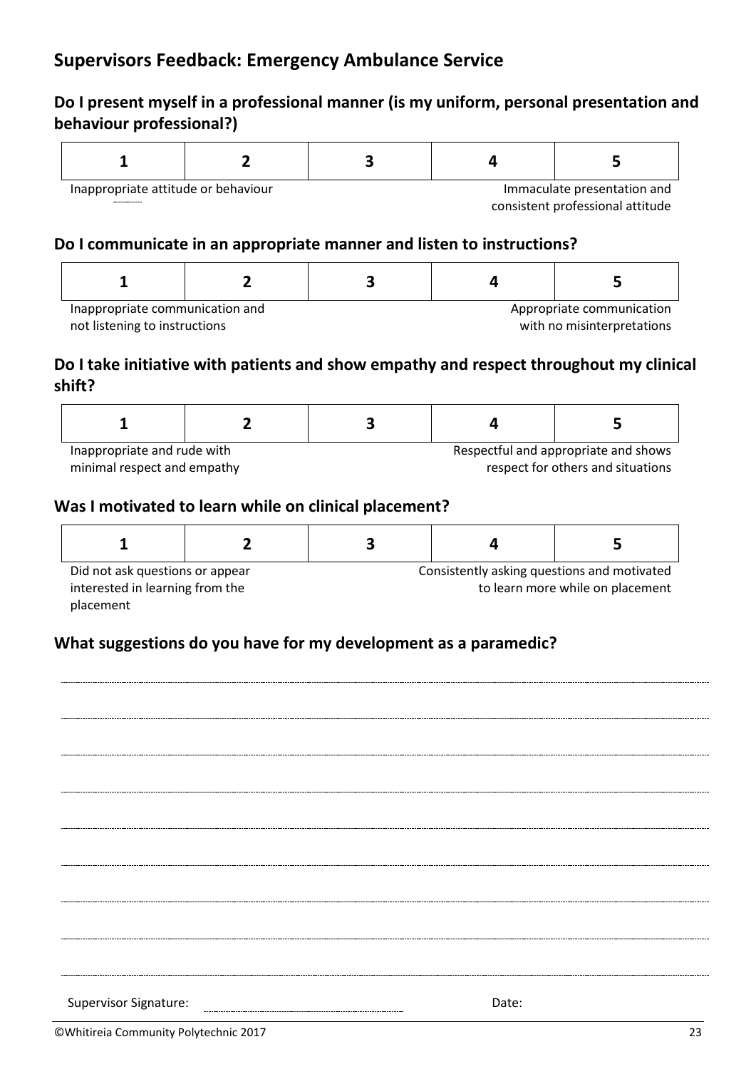## Supervisors Feedback: Emergency Ambulance Service

### Do I present myself in a professional manner (is my uniform, personal presentation and behaviour professional?)

| 1 | 2 | 3 | 4 | 5 |
|---|---|---|---|---|

Inappropriate attitude or behaviour — Immaculate presentation and consistent professional attitude

### Do I communicate in an appropriate manner and listen to instructions?

| 1 | 2 | 3 | 4 | 5 |
|---|---|---|---|---|

Inappropriate communication and not listening to instructions — Appropriate communication with no misinterpretations

### Do I take initiative with patients and show empathy and respect throughout my clinical shift?

| 1 | 2 | 3 | 4 | 5 |
|---|---|---|---|---|

Inappropriate and rude with minimal respect and empathy — Respectful and appropriate and shows respect for others and situations

### Was I motivated to learn while on clinical placement?

| 1 | 2 | 3 | 4 | 5 |
|---|---|---|---|---|

Did not ask questions or appear interested in learning from the placement — Consistently asking questions and motivated to learn more while on placement

### What suggestions do you have for my development as a paramedic?

...........................................................................................................................

...........................................................................................................................

...........................................................................................................................

...........................................................................................................................

...........................................................................................................................

...........................................................................................................................

...........................................................................................................................

...........................................................................................................................

...........................................................................................................................

Supervisor Signature: .............................................. Date:

©Whitireia Community Polytechnic 2017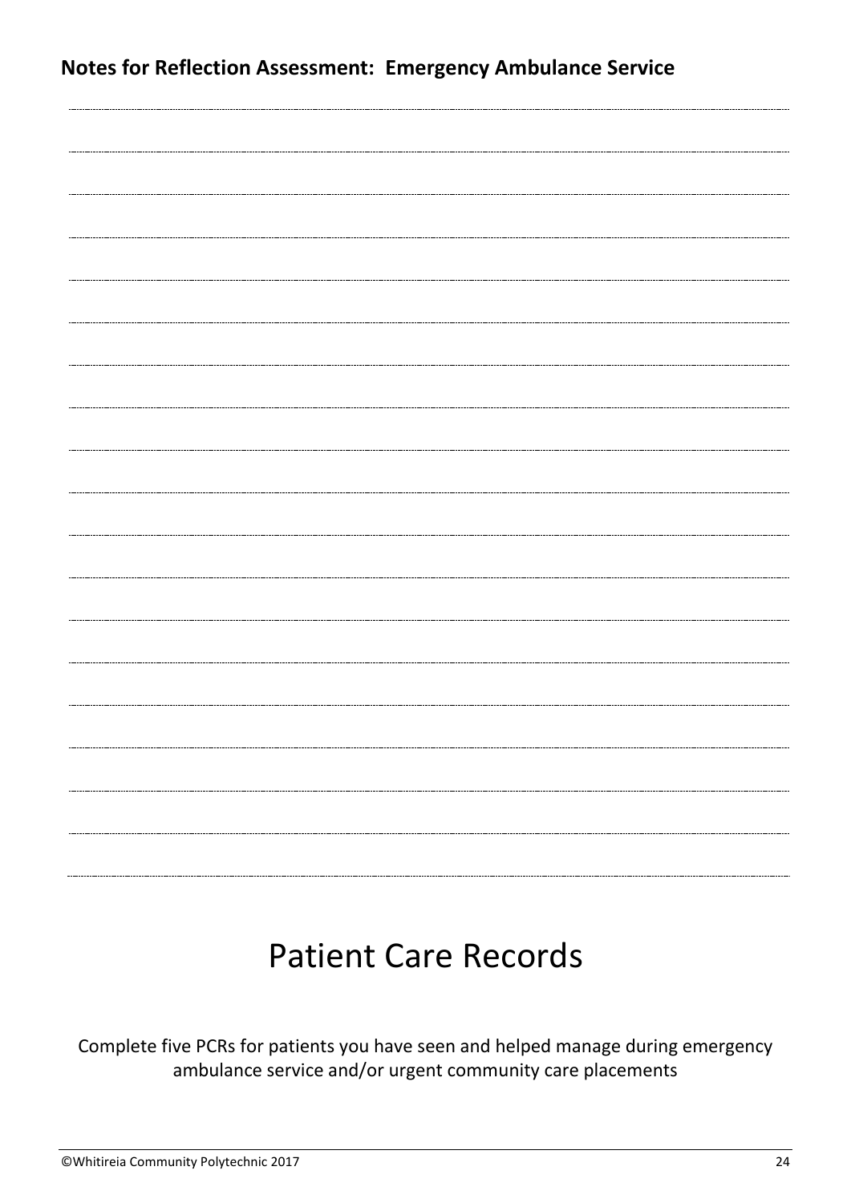**Notes for Reflection Assessment: Emergency Ambulance Service**

# Patient Care Records

Complete five PCRs for patients you have seen and helped manage during emergency ambulance service and/or urgent community care placements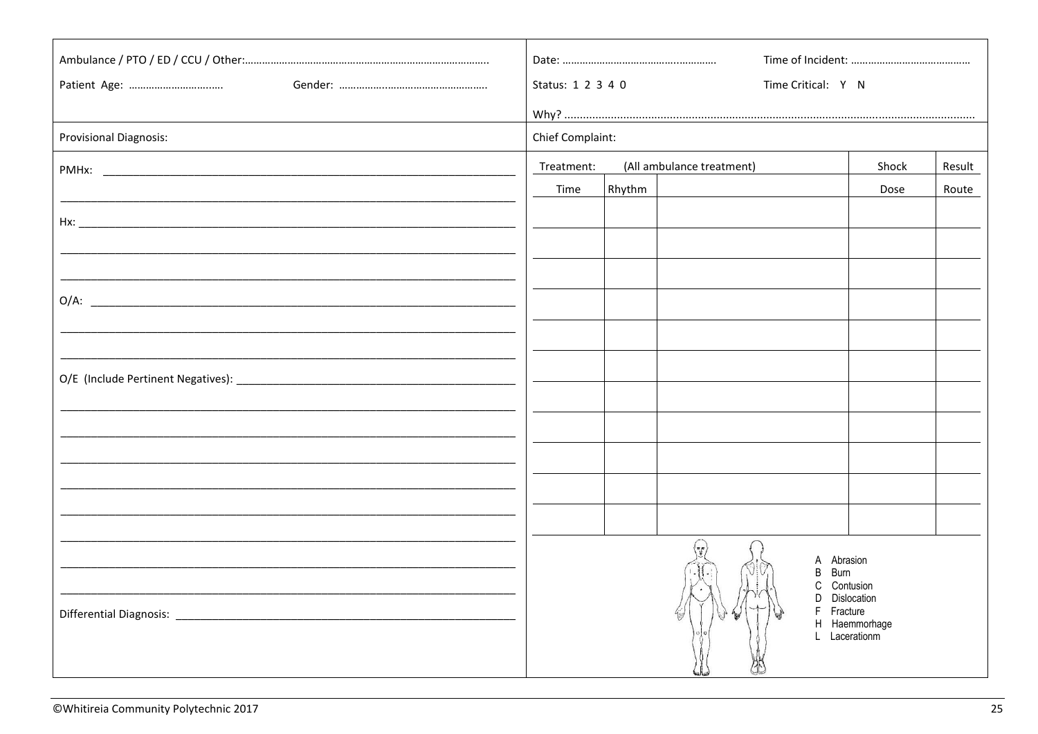Ambulance / PTO / ED / CCU / Other:……………………………………………………………………………

Patient Age: ………………………….. Gender: ……………………………………………

Date: ………………………………………….. Time of Incident: ……………………………………

Status: 1 2 3 4 0 Time Critical: Y N

Why? ……………………………………………………………………………………………………………………

Provisional Diagnosis:

Chief Complaint:

PMHx: ______________________________________________________________________

______________________________________________________________________

Hx: ______________________________________________________________________

______________________________________________________________________

______________________________________________________________________

O/A: ______________________________________________________________________

______________________________________________________________________

______________________________________________________________________

O/E (Include Pertinent Negatives): ______________________________________________

______________________________________________________________________

______________________________________________________________________

______________________________________________________________________

______________________________________________________________________

______________________________________________________________________

______________________________________________________________________

______________________________________________________________________

______________________________________________________________________

Differential Diagnosis: ______________________________________________________

| Treatment: | | (All ambulance treatment) | Shock | Result |
|---|---|---|---|---|
| Time | Rhythm | | Dose | Route |
| | | | | |
| | | | | |
| | | | | |
| | | | | |
| | | | | |
| | | | | |
| | | | | |
| | | | | |
| | | | | |
| | | | | |
| | | | | |

A Abrasion
B Burn
C Contusion
D Dislocation
F Fracture
H Haemmorhage
L Lacerationm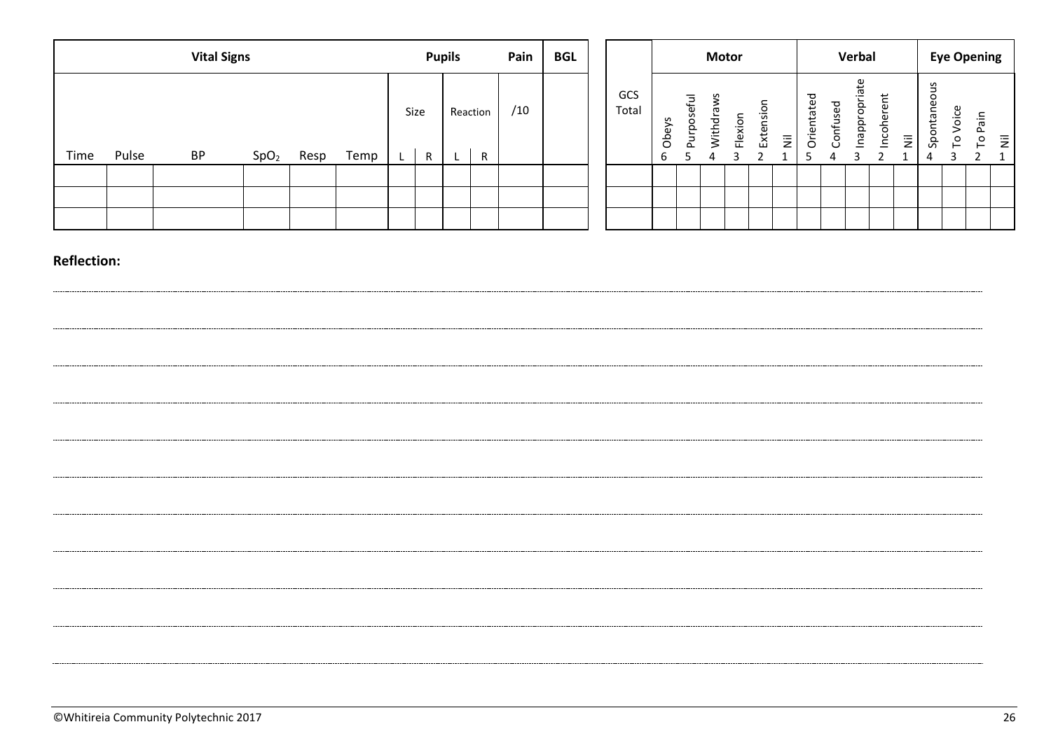| Vital Signs | | | | | | Pupils | | | | Pain | BGL |
|---|---|---|---|---|---|---|---|---|---|---|---|
| | | | | | | Size | | Reaction | | /10 | |
| Time | Pulse | BP | $SpO_2$ | Resp | Temp | L | R | L | R | | |
| | | | | | | | | | | | |
| | | | | | | | | | | | |
| | | | | | | | | | | | |

| GCS Total | Motor | | | | | | Verbal | | | | | Eye Opening | | | |
|---|---|---|---|---|---|---|---|---|---|---|---|---|---|---|---|
| | 6 Obeys | 5 Purposeful | 4 Withdraws | 3 Flexion | 2 Extension | 1 Nil | 5 Orientated | 4 Confused | 3 Inappropriate | 2 Incoherent | 1 Nil | 4 Spontaneous | 3 To Voice | 2 To Pain | 1 Nil |
| | | | | | | | | | | | | | | | |
| | | | | | | | | | | | | | | | |
| | | | | | | | | | | | | | | | |

**Reflection:**

©Whitireia Community Polytechnic 2017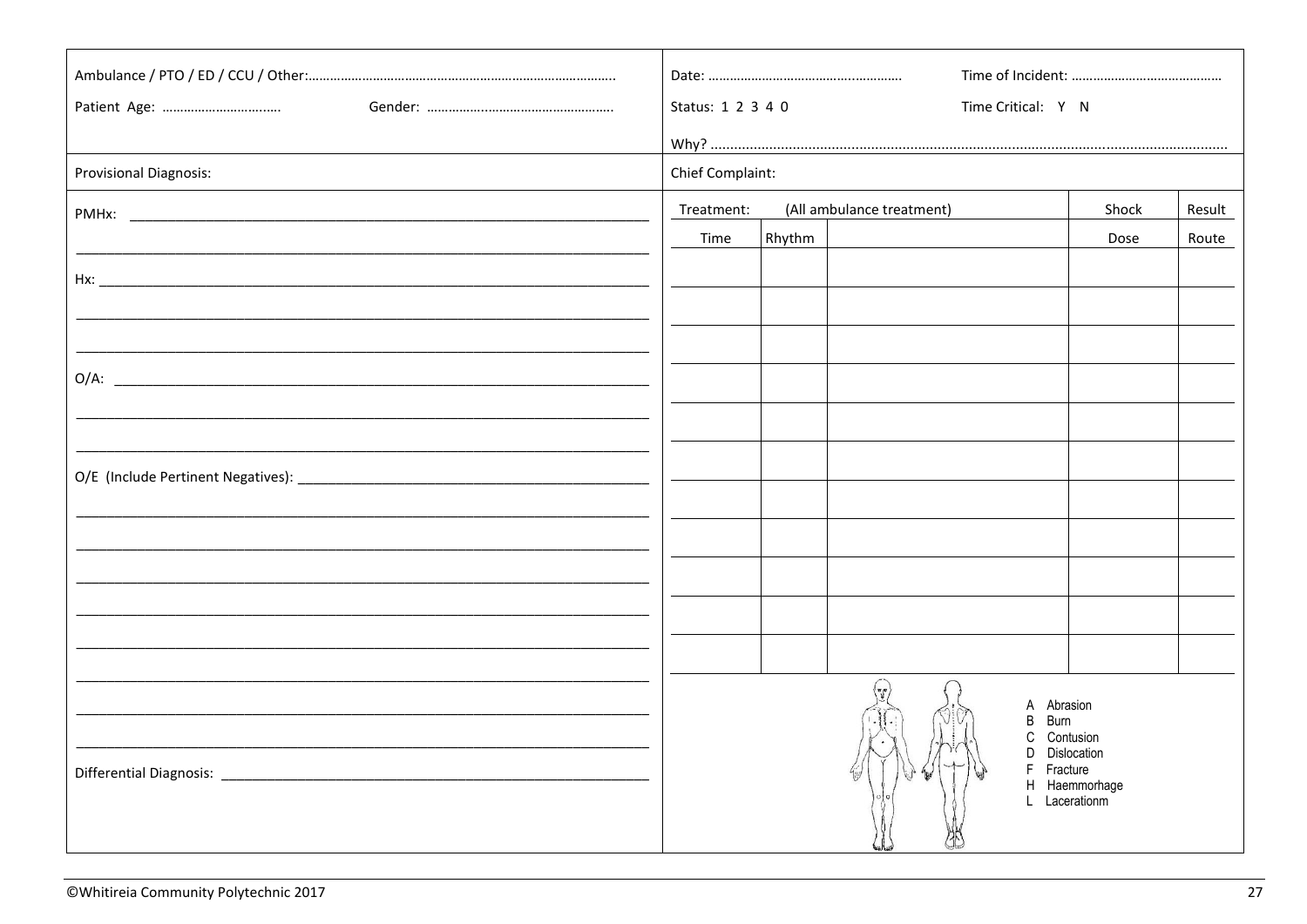Ambulance / PTO / ED / CCU / Other:……………………………………………………………………………

Patient Age: ……………………………  Gender: ……………………………………………

Date: ……………………………………………  Time of Incident: ……………………………………

Status: 1 2 3 4 0  Time Critical: Y N

Why? ……………………………………………………………………………………………………………………

Provisional Diagnosis:

Chief Complaint:

PMHx: ______________________________________________________________________

______________________________________________________________________

Hx: ______________________________________________________________________

______________________________________________________________________

______________________________________________________________________

O/A: ______________________________________________________________________

______________________________________________________________________

______________________________________________________________________

O/E (Include Pertinent Negatives): ________________________________________

______________________________________________________________________

______________________________________________________________________

______________________________________________________________________

______________________________________________________________________

______________________________________________________________________

______________________________________________________________________

______________________________________________________________________

______________________________________________________________________

Differential Diagnosis: ______________________________________________________

| Treatment: | (All ambulance treatment) | | Shock | Result |
|---|---|---|---|---|
| Time | Rhythm | | Dose | Route |
| | | | | |
| | | | | |
| | | | | |
| | | | | |
| | | | | |
| | | | | |
| | | | | |
| | | | | |
| | | | | |
| | | | | |
| | | | | |

A Abrasion
B Burn
C Contusion
D Dislocation
F Fracture
H Haemmorhage
L Lacerationm

©Whitireia Community Polytechnic 2017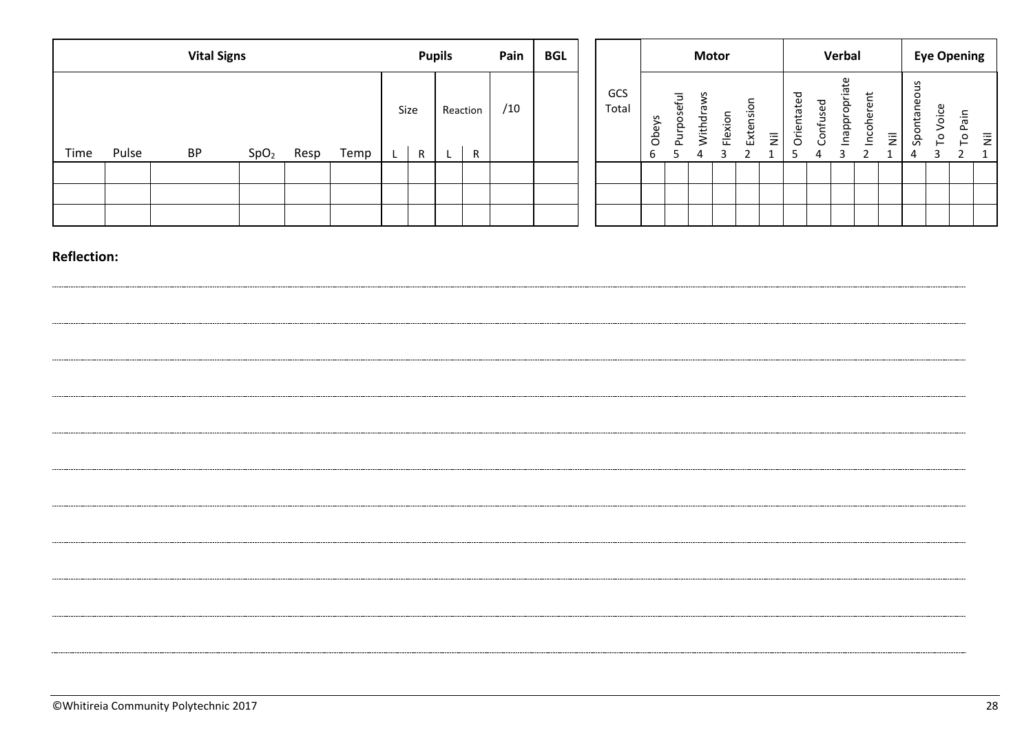| Vital Signs | | | | | | Pupils | | | | Pain | BGL |
|---|---|---|---|---|---|---|---|---|---|---|---|
| | | | | | | Size | | Reaction | | /10 | |
| Time | Pulse | BP | $SpO_2$ | Resp | Temp | L | R | L | R | | |
| | | | | | | | | | | | |
| | | | | | | | | | | | |
| | | | | | | | | | | | |

| GCS Total | Motor | | | | | | Verbal | | | | | Eye Opening | | | |
|---|---|---|---|---|---|---|---|---|---|---|---|---|---|---|---|
| | Obeys 6 | Purposeful 5 | Withdraws 4 | Flexion 3 | Extension 2 | Nil 1 | Orientated 5 | Confused 4 | Inappropriate 3 | Incoherent 2 | Nil 1 | Spontaneous 4 | To Voice 3 | To Pain 2 | Nil 1 |
| | | | | | | | | | | | | | | | |
| | | | | | | | | | | | | | | | |
| | | | | | | | | | | | | | | | |

**Reflection:**

.......................................................................................................................................................................................................

.......................................................................................................................................................................................................

.......................................................................................................................................................................................................

.......................................................................................................................................................................................................

.......................................................................................................................................................................................................

.......................................................................................................................................................................................................

.......................................................................................................................................................................................................

.......................................................................................................................................................................................................

.......................................................................................................................................................................................................

.......................................................................................................................................................................................................

.......................................................................................................................................................................................................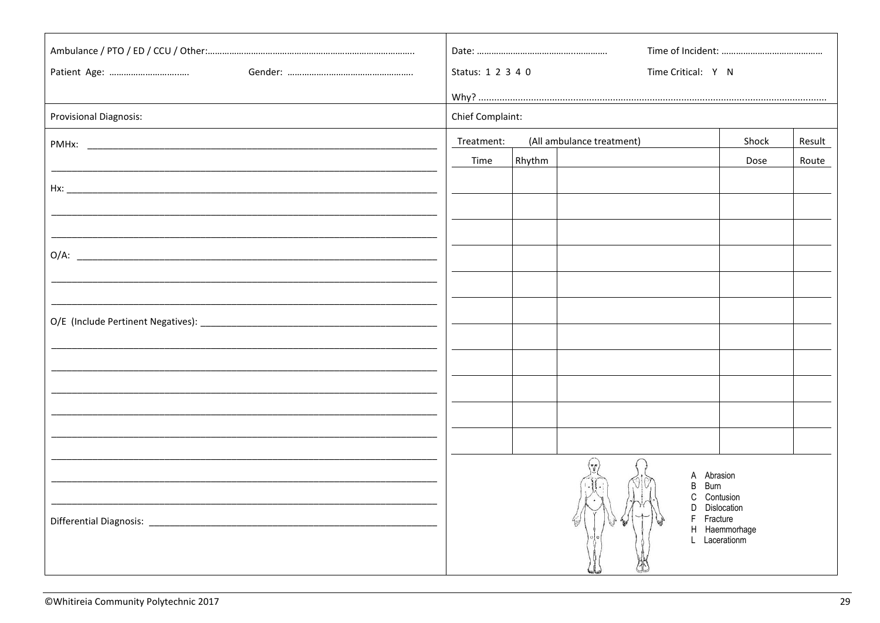Ambulance / PTO / ED / CCU / Other:……………………………………………………………………………

Patient Age: …………………………. Gender: ……………………………………………

Date: ……………………………………………. Time of Incident: …………………………………

Status: 1 2 3 4 0 Time Critical: Y N

Why? ………………………………………………………………………………………………………………

Provisional Diagnosis:

Chief Complaint:

PMHx: ____________________________________________________________

______________________________________________________________________

Hx: _______________________________________________________________

______________________________________________________________________

______________________________________________________________________

O/A: ______________________________________________________________

______________________________________________________________________

______________________________________________________________________

O/E (Include Pertinent Negatives): ______________________________________

______________________________________________________________________

______________________________________________________________________

______________________________________________________________________

______________________________________________________________________

______________________________________________________________________

______________________________________________________________________

______________________________________________________________________

______________________________________________________________________

Differential Diagnosis: ______________________________________________

| Treatment: | (All ambulance treatment) | | Shock | Result |
|---|---|---|---|---|
| Time | Rhythm | | Dose | Route |
| | | | | |
| | | | | |
| | | | | |
| | | | | |
| | | | | |
| | | | | |
| | | | | |
| | | | | |
| | | | | |
| | | | | |
| | | | | |

A Abrasion
B Burn
C Contusion
D Dislocation
F Fracture
H Haemmorhage
L Lacerationm

©Whitireia Community Polytechnic 2017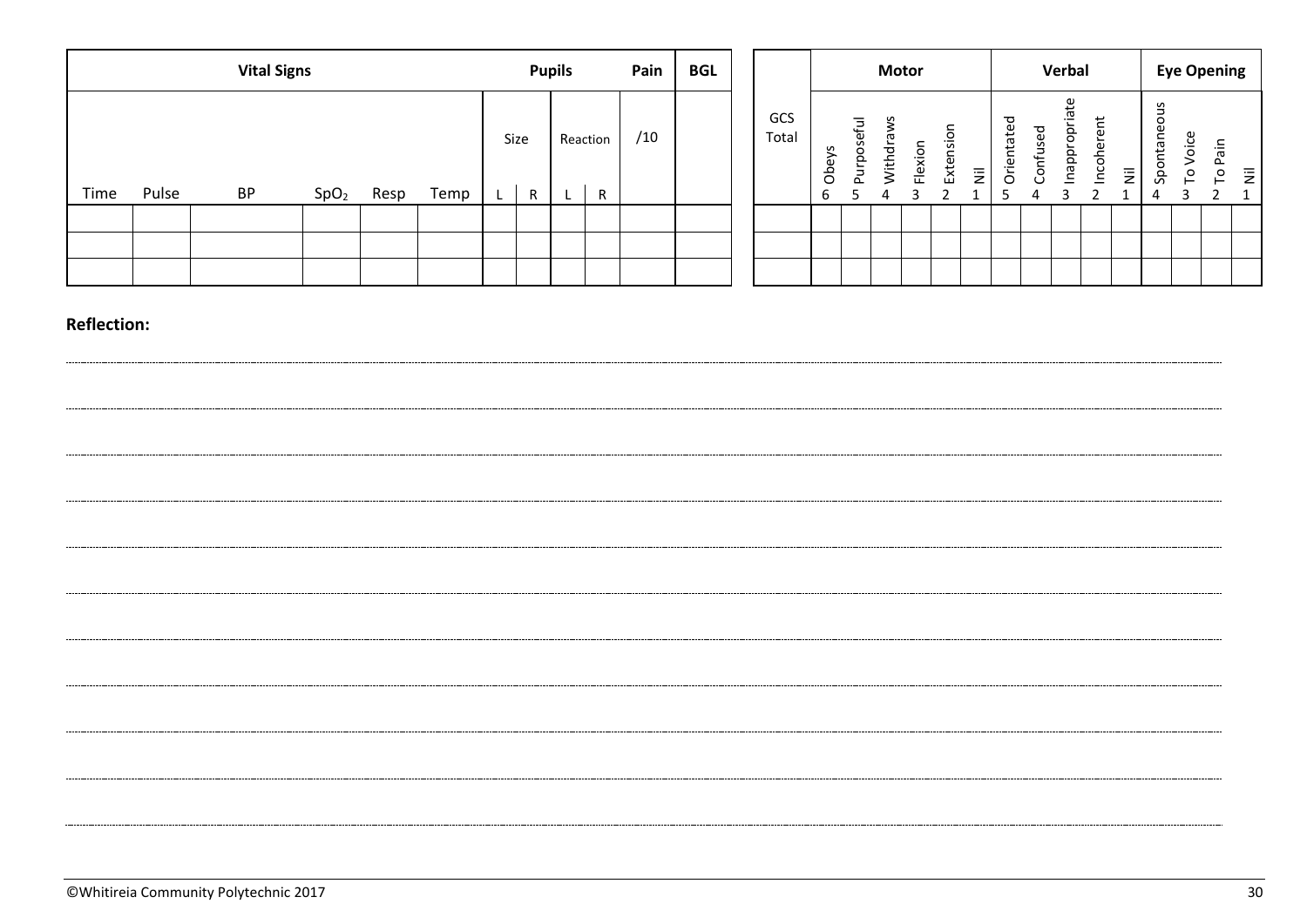| Vital Signs | | | | | | Pupils | | | | Pain | BGL |
|---|---|---|---|---|---|---|---|---|---|---|---|
| | | | | | | Size | | Reaction | | /10 | |
| Time | Pulse | BP | $SpO_2$ | Resp | Temp | L | R | L | R | | |
| | | | | | | | | | | | |
| | | | | | | | | | | | |
| | | | | | | | | | | | |

| | Motor | | | | | | Verbal | | | | | Eye Opening | | | |
|---|---|---|---|---|---|---|---|---|---|---|---|---|---|---|---|
| GCS Total | 6 Obeys | 5 Purposeful | 4 Withdraws | 3 Flexion | 2 Extension | 1 Nil | 5 Orientated | 4 Confused | 3 Inappropriate | 2 Incoherent | 1 Nil | 4 Spontaneous | 3 To Voice | 2 To Pain | 1 Nil |
| | | | | | | | | | | | | | | | |
| | | | | | | | | | | | | | | | |
| | | | | | | | | | | | | | | | |

**Reflection:**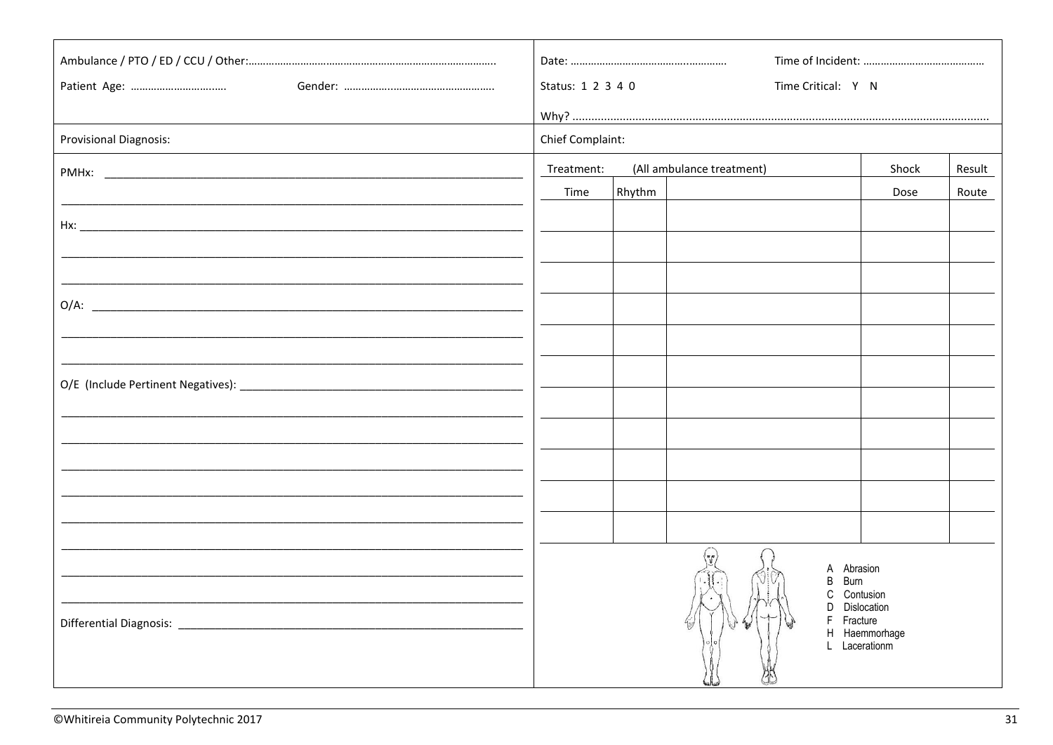Ambulance / PTO / ED / CCU / Other:…………………………………………………………………………

Patient Age: …………………………… Gender: ……………………………………………

Date: ……………………………………………… Time of Incident: ……………………………………

Status: 1 2 3 4 0 Time Critical: Y N

Why? ……………………………………………………………………………………………………………………

Provisional Diagnosis:

Chief Complaint:

PMHx: ________________________________________________________________

________________________________________________________________________

Hx: ___________________________________________________________________

________________________________________________________________________

________________________________________________________________________

O/A: __________________________________________________________________

________________________________________________________________________

________________________________________________________________________

O/E (Include Pertinent Negatives): ______________________________________

________________________________________________________________________

________________________________________________________________________

________________________________________________________________________

________________________________________________________________________

________________________________________________________________________

________________________________________________________________________

________________________________________________________________________

________________________________________________________________________

Differential Diagnosis: ________________________________________________

| Treatment: | | (All ambulance treatment) | Shock | Result |
|---|---|---|---|---|
| Time | Rhythm | | Dose | Route |
| | | | | |
| | | | | |
| | | | | |
| | | | | |
| | | | | |
| | | | | |
| | | | | |
| | | | | |
| | | | | |
| | | | | |
| | | | | |

A Abrasion
B Burn
C Contusion
D Dislocation
F Fracture
H Haemmorhage
L Lacerationm

©Whitireia Community Polytechnic 2017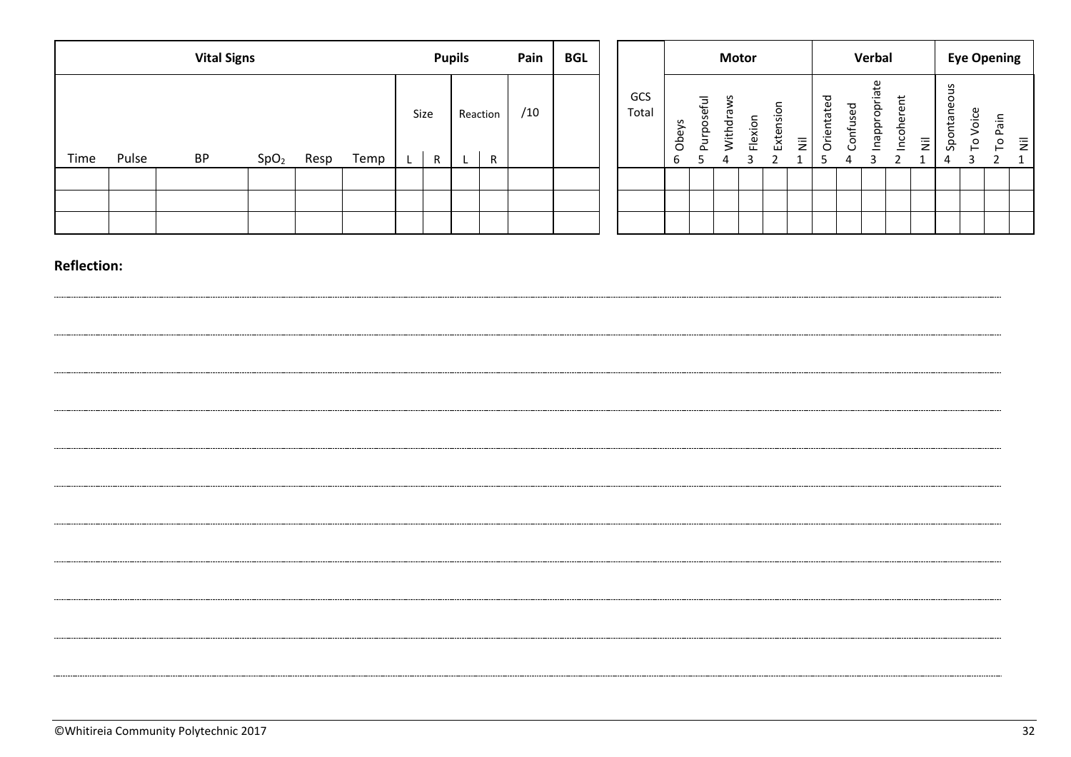| Vital Signs | | | | | | Pupils | | | | Pain | BGL |
|---|---|---|---|---|---|---|---|---|---|---|---|
| | | | | | | Size | | Reaction | | /10 | |
| Time | Pulse | BP | $SpO_2$ | Resp | Temp | L | R | L | R | | |
| | | | | | | | | | | | |
| | | | | | | | | | | | |
| | | | | | | | | | | | |

| | Motor | | | | | | Verbal | | | | | Eye Opening | | | |
|---|---|---|---|---|---|---|---|---|---|---|---|---|---|---|---|
| GCS Total | 6 Obeys | 5 Purposeful | 4 Withdraws | 3 Flexion | 2 Extension | 1 Nil | 5 Orientated | 4 Confused | 3 Inappropriate | 2 Incoherent | 1 Nil | 4 Spontaneous | 3 To Voice | 2 To Pain | 1 Nil |
| | | | | | | | | | | | | | | | |
| | | | | | | | | | | | | | | | |
| | | | | | | | | | | | | | | | |

**Reflection:**

©Whitireia Community Polytechnic 2017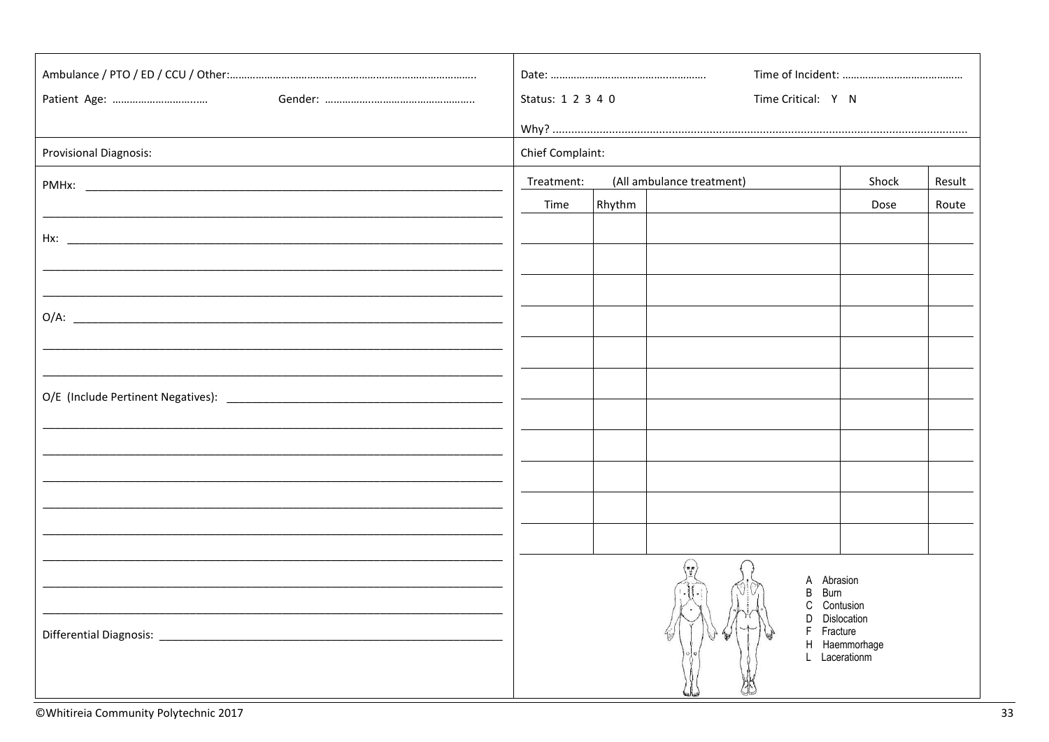Ambulance / PTO / ED / CCU / Other:…………………………………………………………………………

Patient Age: ……………………….… Gender: ……………………………………………

Date: ………………………………………… Time of Incident: ……………………………………

Status: 1 2 3 4 0 Time Critical: Y N

Why? ………………………………………………………………………………………………………………

Provisional Diagnosis:

Chief Complaint:

PMHx: ______________________________________________________________________

______________________________________________________________________

Hx: ______________________________________________________________________

______________________________________________________________________

______________________________________________________________________

O/A: ______________________________________________________________________

______________________________________________________________________

______________________________________________________________________

O/E (Include Pertinent Negatives): ____________________________________________

______________________________________________________________________

______________________________________________________________________

______________________________________________________________________

______________________________________________________________________

______________________________________________________________________

______________________________________________________________________

______________________________________________________________________

______________________________________________________________________

Differential Diagnosis: ______________________________________________________

| Treatment: | (All ambulance treatment) | | Shock | Result |
|---|---|---|---|---|
| Time | Rhythm | | Dose | Route |
| | | | | |
| | | | | |
| | | | | |
| | | | | |
| | | | | |
| | | | | |
| | | | | |
| | | | | |
| | | | | |
| | | | | |
| | | | | |

A Abrasion
B Burn
C Contusion
D Dislocation
F Fracture
H Haemmorhage
L Lacerationm

©Whitireia Community Polytechnic 2017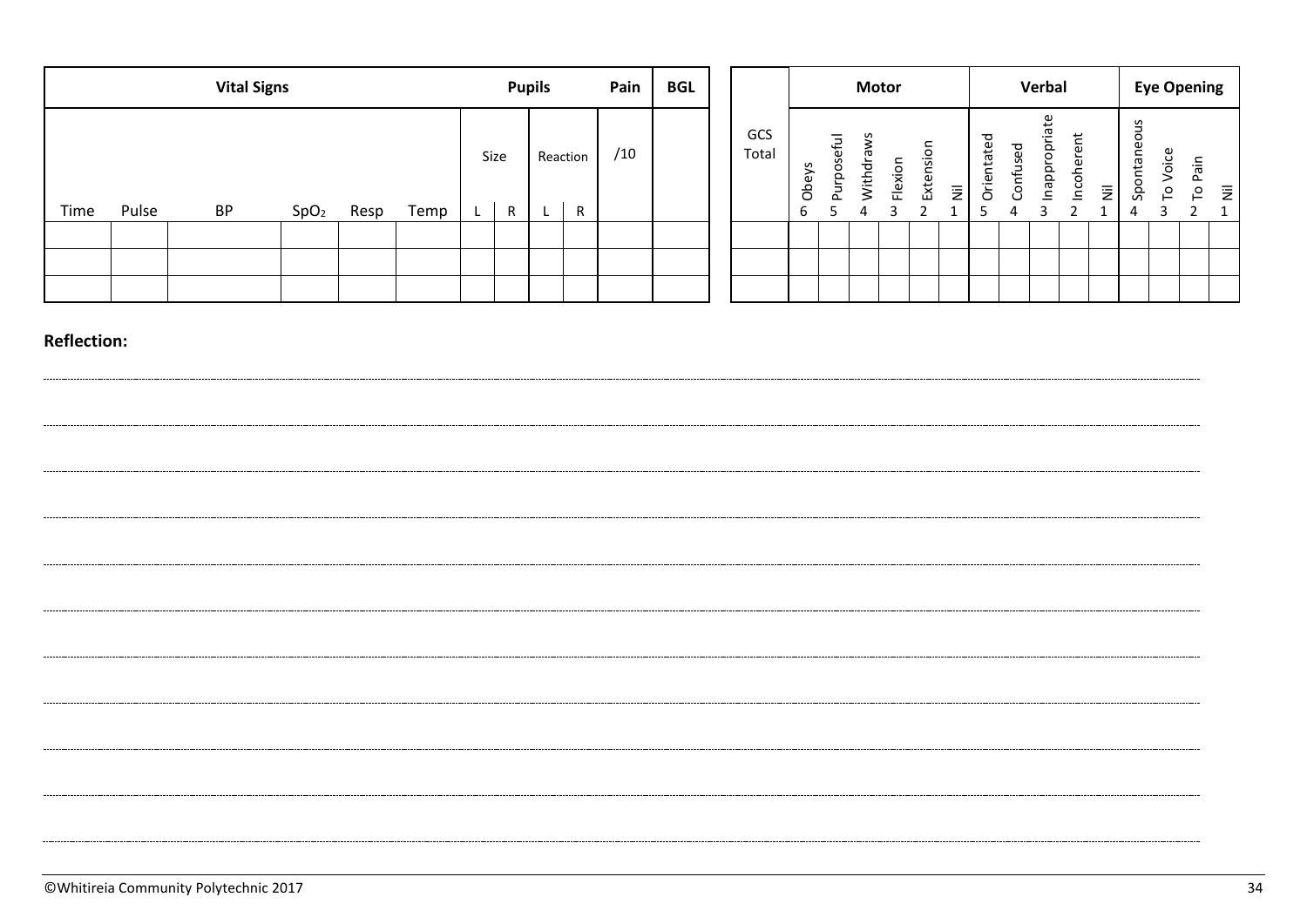| Vital Signs | | | | | | Pupils | | | | Pain | BGL |
|---|---|---|---|---|---|---|---|---|---|---|---|
| | | | | | | Size | | Reaction | | /10 | |
| Time | Pulse | BP | $SpO_2$ | Resp | Temp | L | R | L | R | | |
| | | | | | | | | | | | |
| | | | | | | | | | | | |
| | | | | | | | | | | | |

| | Motor | | | | | | Verbal | | | | | Eye Opening | | | |
|---|---|---|---|---|---|---|---|---|---|---|---|---|---|---|---|
| GCS Total | Obeys 6 | Purposeful 5 | Withdraws 4 | Flexion 3 | Extension 2 | Nil 1 | Orientated 5 | Confused 4 | Inappropriate 3 | Incoherent 2 | Nil 1 | Spontaneous 4 | To Voice 3 | To Pain 2 | Nil 1 |
| | | | | | | | | | | | | | | | |
| | | | | | | | | | | | | | | | |
| | | | | | | | | | | | | | | | |

**Reflection:**

©Whitireia Community Polytechnic 2017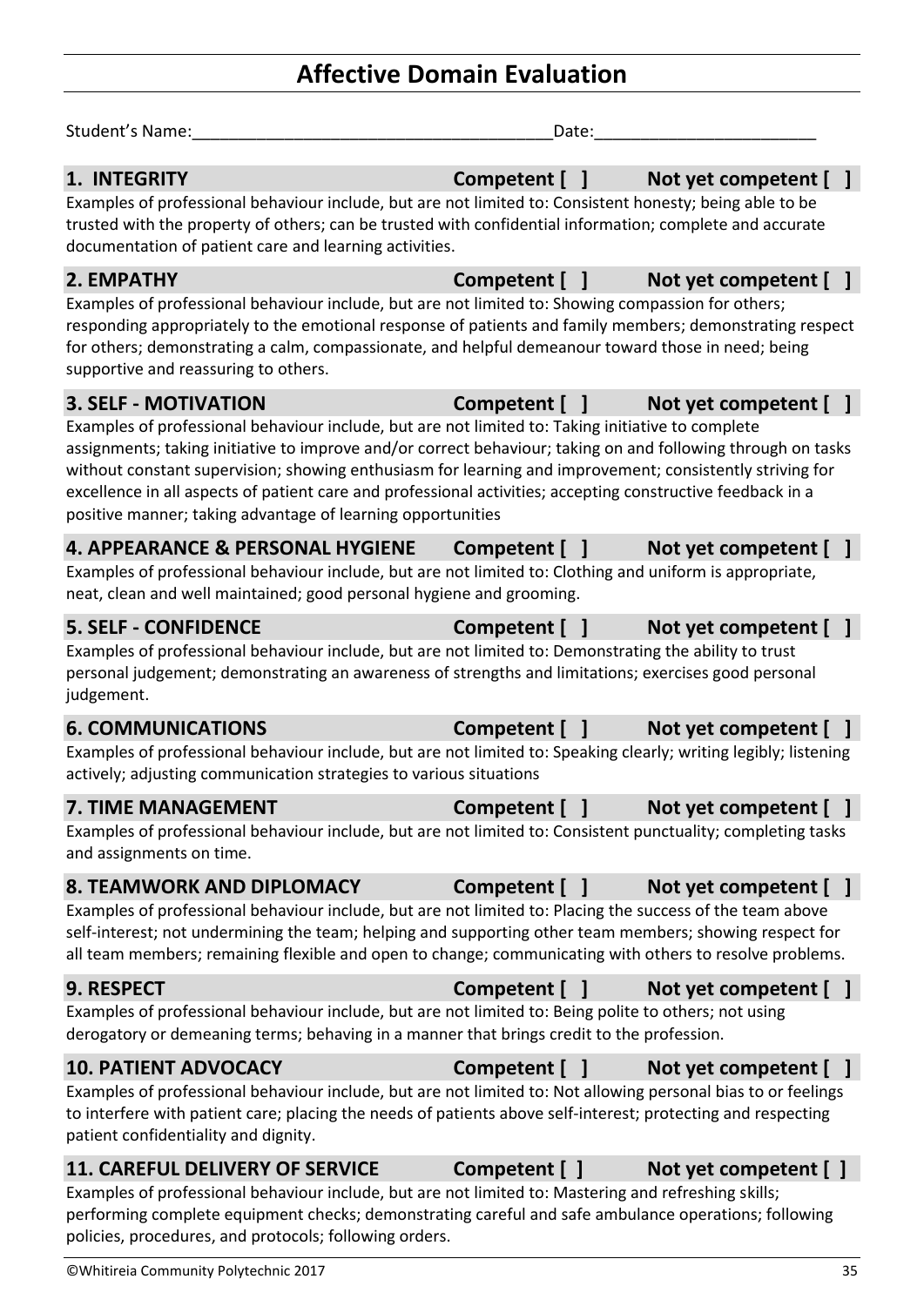# Affective Domain Evaluation

Student's Name:_______________________________________Date:________________________

**1. INTEGRITY** **Competent [ ]** **Not yet competent [ ]**

Examples of professional behaviour include, but are not limited to: Consistent honesty; being able to be trusted with the property of others; can be trusted with confidential information; complete and accurate documentation of patient care and learning activities.

**2. EMPATHY** **Competent [ ]** **Not yet competent [ ]**

Examples of professional behaviour include, but are not limited to: Showing compassion for others; responding appropriately to the emotional response of patients and family members; demonstrating respect for others; demonstrating a calm, compassionate, and helpful demeanour toward those in need; being supportive and reassuring to others.

**3. SELF - MOTIVATION** **Competent [ ]** **Not yet competent [ ]**

Examples of professional behaviour include, but are not limited to: Taking initiative to complete assignments; taking initiative to improve and/or correct behaviour; taking on and following through on tasks without constant supervision; showing enthusiasm for learning and improvement; consistently striving for excellence in all aspects of patient care and professional activities; accepting constructive feedback in a positive manner; taking advantage of learning opportunities

**4. APPEARANCE & PERSONAL HYGIENE** **Competent [ ]** **Not yet competent [ ]**

Examples of professional behaviour include, but are not limited to: Clothing and uniform is appropriate, neat, clean and well maintained; good personal hygiene and grooming.

**5. SELF - CONFIDENCE** **Competent [ ]** **Not yet competent [ ]**

Examples of professional behaviour include, but are not limited to: Demonstrating the ability to trust personal judgement; demonstrating an awareness of strengths and limitations; exercises good personal judgement.

**6. COMMUNICATIONS** **Competent [ ]** **Not yet competent [ ]**

Examples of professional behaviour include, but are not limited to: Speaking clearly; writing legibly; listening actively; adjusting communication strategies to various situations

**7. TIME MANAGEMENT** **Competent [ ]** **Not yet competent [ ]**

Examples of professional behaviour include, but are not limited to: Consistent punctuality; completing tasks and assignments on time.

**8. TEAMWORK AND DIPLOMACY** **Competent [ ]** **Not yet competent [ ]**

Examples of professional behaviour include, but are not limited to: Placing the success of the team above self-interest; not undermining the team; helping and supporting other team members; showing respect for all team members; remaining flexible and open to change; communicating with others to resolve problems.

**9. RESPECT** **Competent [ ]** **Not yet competent [ ]**

Examples of professional behaviour include, but are not limited to: Being polite to others; not using derogatory or demeaning terms; behaving in a manner that brings credit to the profession.

**10. PATIENT ADVOCACY** **Competent [ ]** **Not yet competent [ ]**

Examples of professional behaviour include, but are not limited to: Not allowing personal bias to or feelings to interfere with patient care; placing the needs of patients above self-interest; protecting and respecting patient confidentiality and dignity.

**11. CAREFUL DELIVERY OF SERVICE** **Competent [ ]** **Not yet competent [ ]**

Examples of professional behaviour include, but are not limited to: Mastering and refreshing skills; performing complete equipment checks; demonstrating careful and safe ambulance operations; following policies, procedures, and protocols; following orders.

©Whitireia Community Polytechnic 2017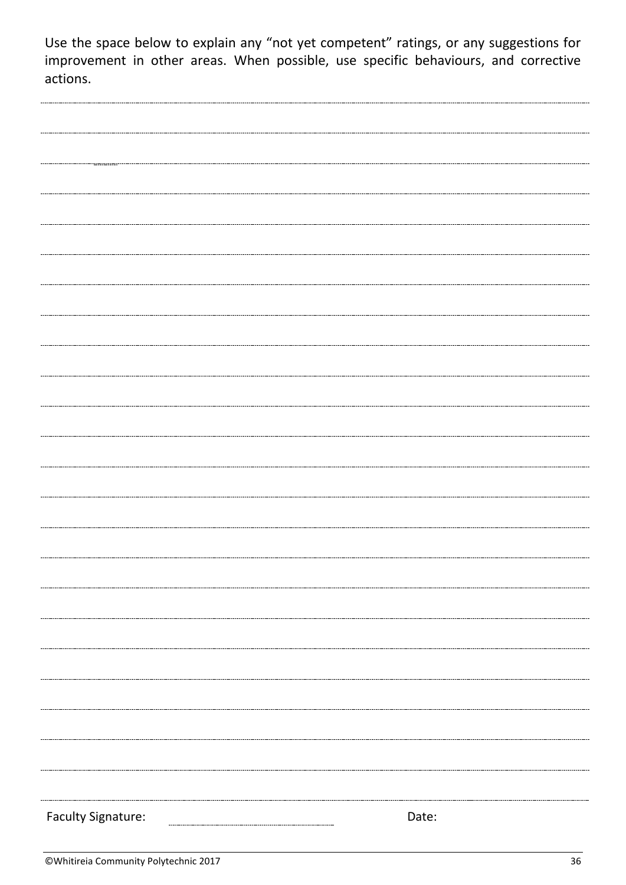Use the space below to explain any "not yet competent" ratings, or any suggestions for improvement in other areas. When possible, use specific behaviours, and corrective actions.

Faculty Signature: ______________________ Date: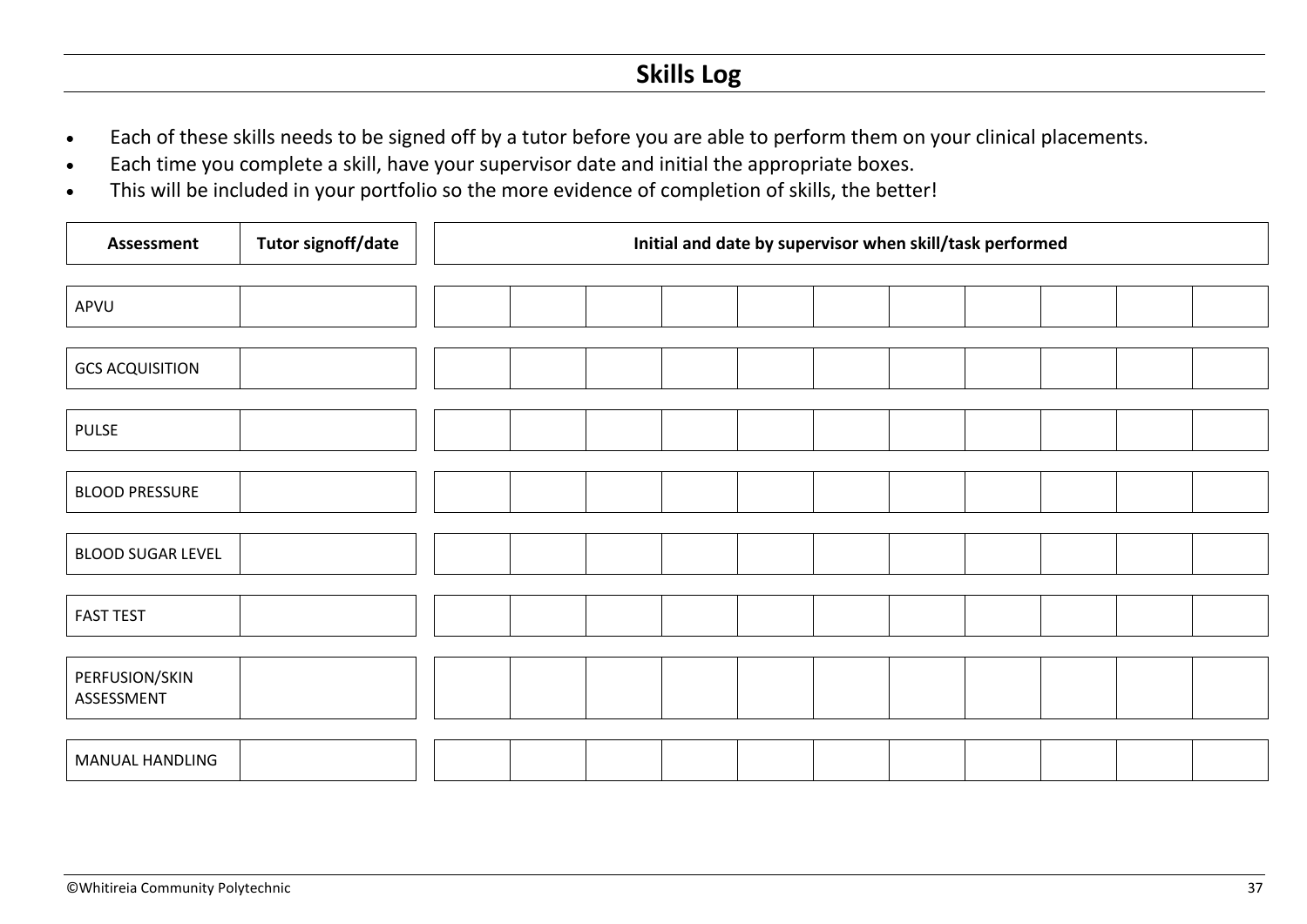# Skills Log

- Each of these skills needs to be signed off by a tutor before you are able to perform them on your clinical placements.
- Each time you complete a skill, have your supervisor date and initial the appropriate boxes.
- This will be included in your portfolio so the more evidence of completion of skills, the better!

| Assessment | Tutor signoff/date | Initial and date by supervisor when skill/task performed | | | | | | | | | | |
|---|---|---|---|---|---|---|---|---|---|---|---|---|
| APVU | | | | | | | | | | | | |
| GCS ACQUISITION | | | | | | | | | | | | |
| PULSE | | | | | | | | | | | | |
| BLOOD PRESSURE | | | | | | | | | | | | |
| BLOOD SUGAR LEVEL | | | | | | | | | | | | |
| FAST TEST | | | | | | | | | | | | |
| PERFUSION/SKIN ASSESSMENT | | | | | | | | | | | | |
| MANUAL HANDLING | | | | | | | | | | | | |

©Whitireia Community Polytechnic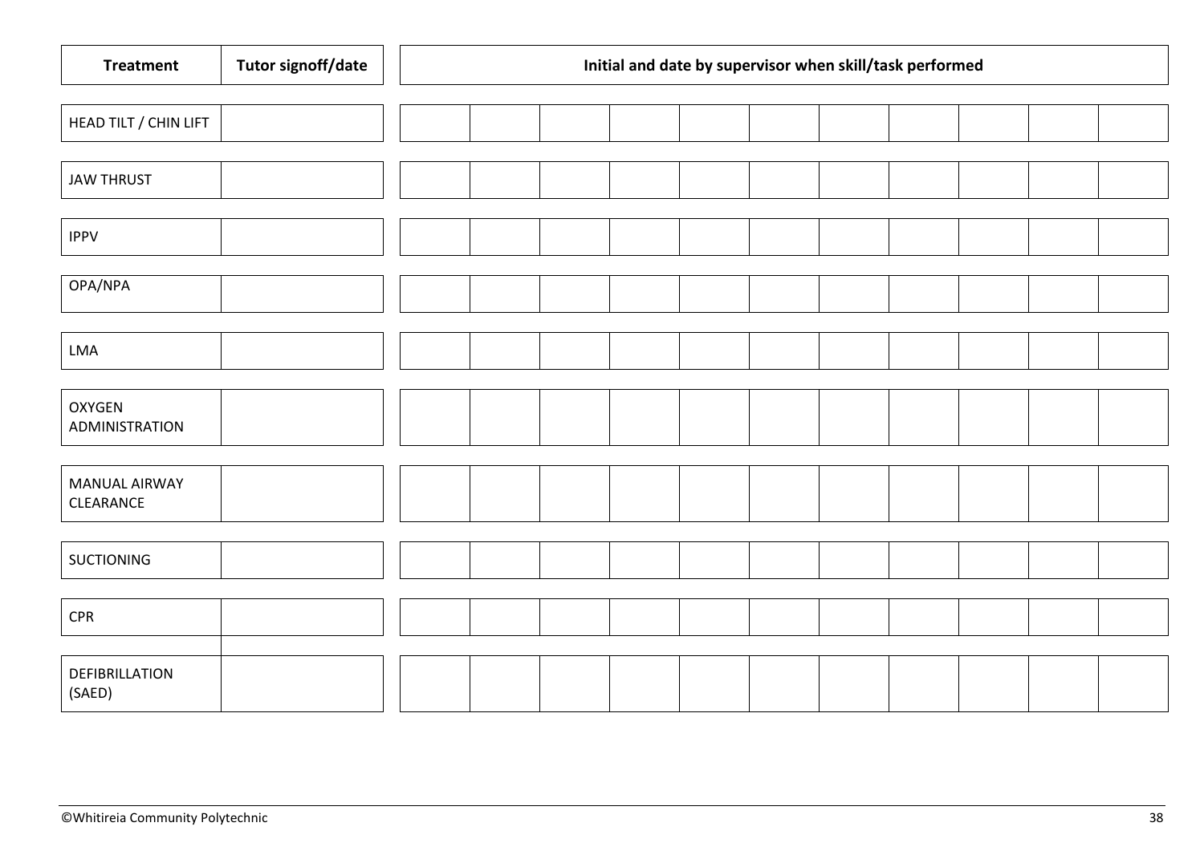| Treatment | Tutor signoff/date | Initial and date by supervisor when skill/task performed | | | | | | | | | | |
|---|---|---|---|---|---|---|---|---|---|---|---|---|
| HEAD TILT / CHIN LIFT | | | | | | | | | | | | |
| JAW THRUST | | | | | | | | | | | | |
| IPPV | | | | | | | | | | | | |
| OPA/NPA | | | | | | | | | | | | |
| LMA | | | | | | | | | | | | |
| OXYGEN ADMINISTRATION | | | | | | | | | | | | |
| MANUAL AIRWAY CLEARANCE | | | | | | | | | | | | |
| SUCTIONING | | | | | | | | | | | | |
| CPR | | | | | | | | | | | | |
| DEFIBRILLATION (SAED) | | | | | | | | | | | | |

©Whitireia Community Polytechnic